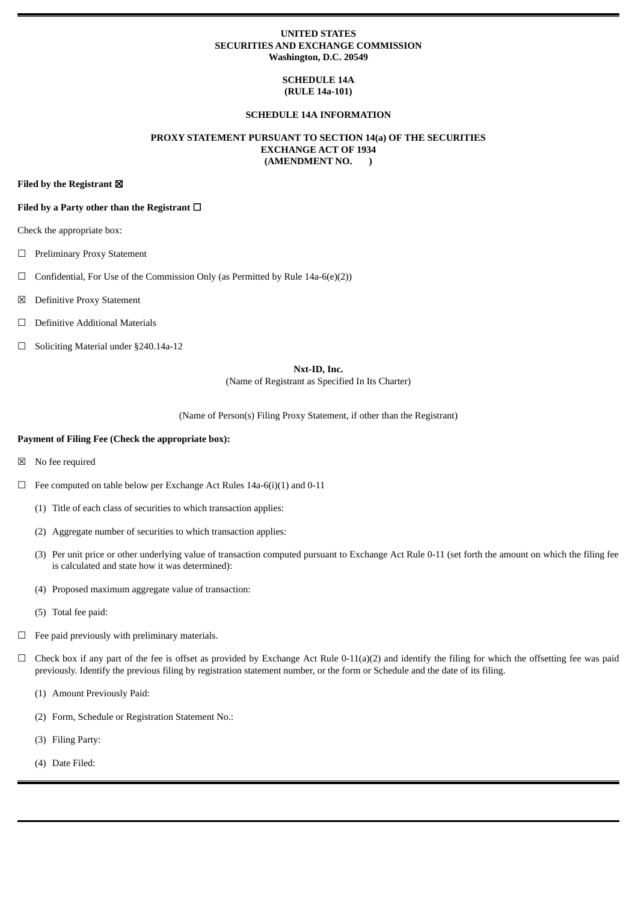**UNITED STATES**
**SECURITIES AND EXCHANGE COMMISSION**
**Washington, D.C. 20549**

**SCHEDULE 14A**
**(RULE 14a-101)**

**SCHEDULE 14A INFORMATION**

**PROXY STATEMENT PURSUANT TO SECTION 14(a) OF THE SECURITIES EXCHANGE ACT OF 1934**
**(AMENDMENT NO. )**

**Filed by the Registrant** ☒

**Filed by a Party other than the Registrant** ☐

Check the appropriate box:

☐ Preliminary Proxy Statement

☐ Confidential, For Use of the Commission Only (as Permitted by Rule 14a-6(e)(2))

☒ Definitive Proxy Statement

☐ Definitive Additional Materials

☐ Soliciting Material under §240.14a-12

**Nxt-ID, Inc.**
(Name of Registrant as Specified In Its Charter)

(Name of Person(s) Filing Proxy Statement, if other than the Registrant)

**Payment of Filing Fee (Check the appropriate box):**

☒ No fee required

☐ Fee computed on table below per Exchange Act Rules 14a-6(i)(1) and 0-11

(1) Title of each class of securities to which transaction applies:

(2) Aggregate number of securities to which transaction applies:

(3) Per unit price or other underlying value of transaction computed pursuant to Exchange Act Rule 0-11 (set forth the amount on which the filing fee is calculated and state how it was determined):

(4) Proposed maximum aggregate value of transaction:

(5) Total fee paid:

☐ Fee paid previously with preliminary materials.

☐ Check box if any part of the fee is offset as provided by Exchange Act Rule 0-11(a)(2) and identify the filing for which the offsetting fee was paid previously. Identify the previous filing by registration statement number, or the form or Schedule and the date of its filing.

(1) Amount Previously Paid:

(2) Form, Schedule or Registration Statement No.:

(3) Filing Party:

(4) Date Filed: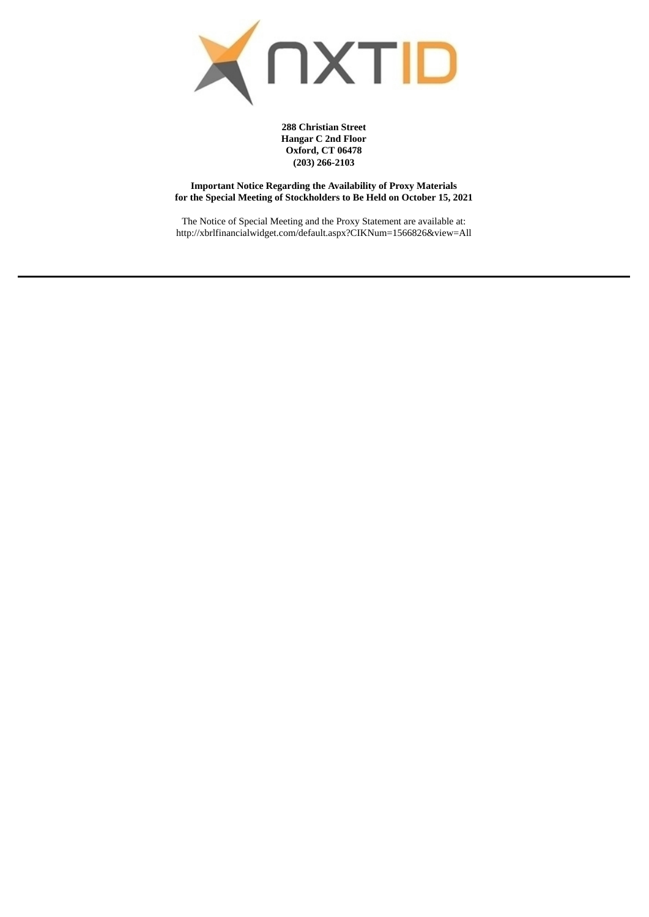**288 Christian Street**
**Hangar C 2nd Floor**
**Oxford, CT 06478**
**(203) 266-2103**

**Important Notice Regarding the Availability of Proxy Materials**
**for the Special Meeting of Stockholders to Be Held on October 15, 2021**

The Notice of Special Meeting and the Proxy Statement are available at:
http://xbrlfinancialwidget.com/default.aspx?CIKNum=1566826&view=All

---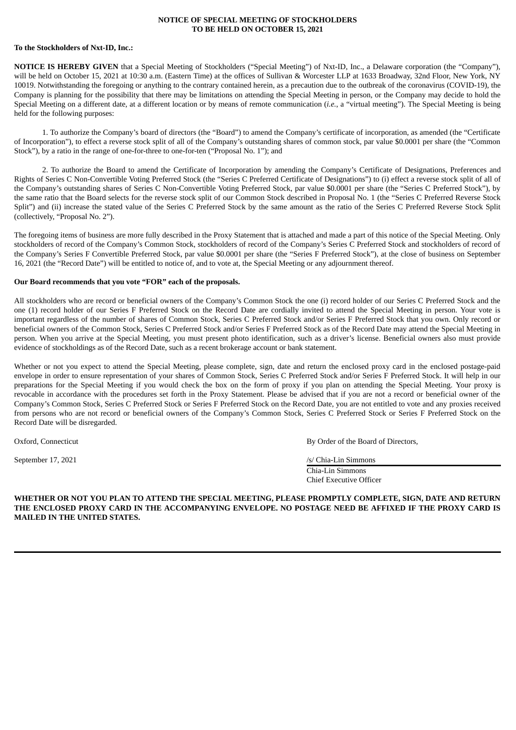**NOTICE OF SPECIAL MEETING OF STOCKHOLDERS**
**TO BE HELD ON OCTOBER 15, 2021**

**To the Stockholders of Nxt-ID, Inc.:**

**NOTICE IS HEREBY GIVEN** that a Special Meeting of Stockholders ("Special Meeting") of Nxt-ID, Inc., a Delaware corporation (the "Company"), will be held on October 15, 2021 at 10:30 a.m. (Eastern Time) at the offices of Sullivan & Worcester LLP at 1633 Broadway, 32nd Floor, New York, NY 10019. Notwithstanding the foregoing or anything to the contrary contained herein, as a precaution due to the outbreak of the coronavirus (COVID-19), the Company is planning for the possibility that there may be limitations on attending the Special Meeting in person, or the Company may decide to hold the Special Meeting on a different date, at a different location or by means of remote communication (*i.e.*, a "virtual meeting"). The Special Meeting is being held for the following purposes:

1. To authorize the Company's board of directors (the "Board") to amend the Company's certificate of incorporation, as amended (the "Certificate of Incorporation"), to effect a reverse stock split of all of the Company's outstanding shares of common stock, par value $0.0001 per share (the "Common Stock"), by a ratio in the range of one-for-three to one-for-ten ("Proposal No. 1"); and

2. To authorize the Board to amend the Certificate of Incorporation by amending the Company's Certificate of Designations, Preferences and Rights of Series C Non-Convertible Voting Preferred Stock (the "Series C Preferred Certificate of Designations") to (i) effect a reverse stock split of all of the Company's outstanding shares of Series C Non-Convertible Voting Preferred Stock, par value $0.0001 per share (the "Series C Preferred Stock"), by the same ratio that the Board selects for the reverse stock split of our Common Stock described in Proposal No. 1 (the "Series C Preferred Reverse Stock Split") and (ii) increase the stated value of the Series C Preferred Stock by the same amount as the ratio of the Series C Preferred Reverse Stock Split (collectively, "Proposal No. 2").

The foregoing items of business are more fully described in the Proxy Statement that is attached and made a part of this notice of the Special Meeting. Only stockholders of record of the Company's Common Stock, stockholders of record of the Company's Series C Preferred Stock and stockholders of record of the Company's Series F Convertible Preferred Stock, par value $0.0001 per share (the "Series F Preferred Stock"), at the close of business on September 16, 2021 (the "Record Date") will be entitled to notice of, and to vote at, the Special Meeting or any adjournment thereof.

**Our Board recommends that you vote "FOR" each of the proposals.**

All stockholders who are record or beneficial owners of the Company's Common Stock the one (i) record holder of our Series C Preferred Stock and the one (1) record holder of our Series F Preferred Stock on the Record Date are cordially invited to attend the Special Meeting in person. Your vote is important regardless of the number of shares of Common Stock, Series C Preferred Stock and/or Series F Preferred Stock that you own. Only record or beneficial owners of the Common Stock, Series C Preferred Stock and/or Series F Preferred Stock as of the Record Date may attend the Special Meeting in person. When you arrive at the Special Meeting, you must present photo identification, such as a driver's license. Beneficial owners also must provide evidence of stockholdings as of the Record Date, such as a recent brokerage account or bank statement.

Whether or not you expect to attend the Special Meeting, please complete, sign, date and return the enclosed proxy card in the enclosed postage-paid envelope in order to ensure representation of your shares of Common Stock, Series C Preferred Stock and/or Series F Preferred Stock. It will help in our preparations for the Special Meeting if you would check the box on the form of proxy if you plan on attending the Special Meeting. Your proxy is revocable in accordance with the procedures set forth in the Proxy Statement. Please be advised that if you are not a record or beneficial owner of the Company's Common Stock, Series C Preferred Stock or Series F Preferred Stock on the Record Date, you are not entitled to vote and any proxies received from persons who are not record or beneficial owners of the Company's Common Stock, Series C Preferred Stock or Series F Preferred Stock on the Record Date will be disregarded.

Oxford, Connecticut

September 17, 2021

By Order of the Board of Directors,

/s/ Chia-Lin Simmons
Chia-Lin Simmons
Chief Executive Officer

**WHETHER OR NOT YOU PLAN TO ATTEND THE SPECIAL MEETING, PLEASE PROMPTLY COMPLETE, SIGN, DATE AND RETURN THE ENCLOSED PROXY CARD IN THE ACCOMPANYING ENVELOPE. NO POSTAGE NEED BE AFFIXED IF THE PROXY CARD IS MAILED IN THE UNITED STATES.**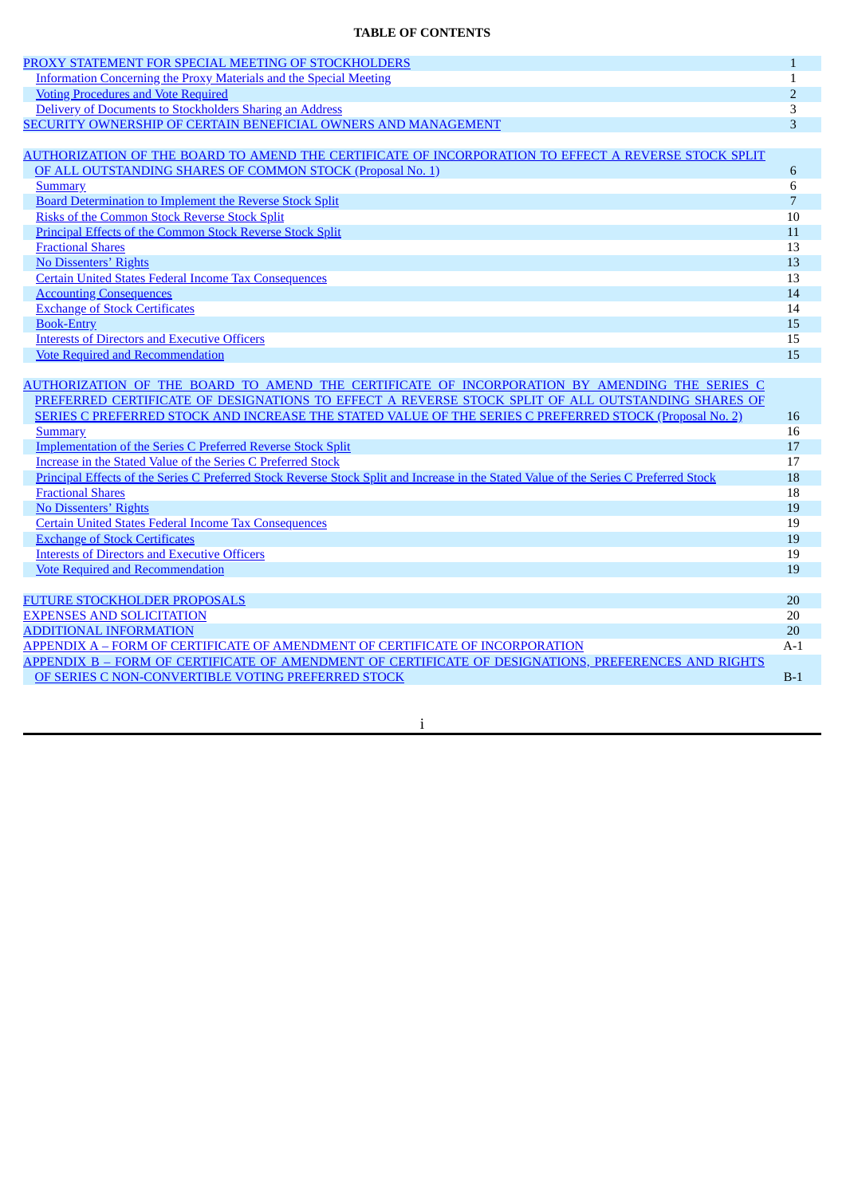**TABLE OF CONTENTS**

| | |
|---|---|
| PROXY STATEMENT FOR SPECIAL MEETING OF STOCKHOLDERS | 1 |
| Information Concerning the Proxy Materials and the Special Meeting | 1 |
| Voting Procedures and Vote Required | 2 |
| Delivery of Documents to Stockholders Sharing an Address | 3 |
| SECURITY OWNERSHIP OF CERTAIN BENEFICIAL OWNERS AND MANAGEMENT | 3 |
| | |
| AUTHORIZATION OF THE BOARD TO AMEND THE CERTIFICATE OF INCORPORATION TO EFFECT A REVERSE STOCK SPLIT OF ALL OUTSTANDING SHARES OF COMMON STOCK (Proposal No. 1) | 6 |
| Summary | 6 |
| Board Determination to Implement the Reverse Stock Split | 7 |
| Risks of the Common Stock Reverse Stock Split | 10 |
| Principal Effects of the Common Stock Reverse Stock Split | 11 |
| Fractional Shares | 13 |
| No Dissenters' Rights | 13 |
| Certain United States Federal Income Tax Consequences | 13 |
| Accounting Consequences | 14 |
| Exchange of Stock Certificates | 14 |
| Book-Entry | 15 |
| Interests of Directors and Executive Officers | 15 |
| Vote Required and Recommendation | 15 |
| | |
| AUTHORIZATION OF THE BOARD TO AMEND THE CERTIFICATE OF INCORPORATION BY AMENDING THE SERIES C PREFERRED CERTIFICATE OF DESIGNATIONS TO EFFECT A REVERSE STOCK SPLIT OF ALL OUTSTANDING SHARES OF SERIES C PREFERRED STOCK AND INCREASE THE STATED VALUE OF THE SERIES C PREFERRED STOCK (Proposal No. 2) | 16 |
| Summary | 16 |
| Implementation of the Series C Preferred Reverse Stock Split | 17 |
| Increase in the Stated Value of the Series C Preferred Stock | 17 |
| Principal Effects of the Series C Preferred Stock Reverse Stock Split and Increase in the Stated Value of the Series C Preferred Stock | 18 |
| Fractional Shares | 18 |
| No Dissenters' Rights | 19 |
| Certain United States Federal Income Tax Consequences | 19 |
| Exchange of Stock Certificates | 19 |
| Interests of Directors and Executive Officers | 19 |
| Vote Required and Recommendation | 19 |
| | |
| FUTURE STOCKHOLDER PROPOSALS | 20 |
| EXPENSES AND SOLICITATION | 20 |
| ADDITIONAL INFORMATION | 20 |
| APPENDIX A – FORM OF CERTIFICATE OF AMENDMENT OF CERTIFICATE OF INCORPORATION | A-1 |
| APPENDIX B – FORM OF CERTIFICATE OF AMENDMENT OF CERTIFICATE OF DESIGNATIONS, PREFERENCES AND RIGHTS OF SERIES C NON-CONVERTIBLE VOTING PREFERRED STOCK | B-1 |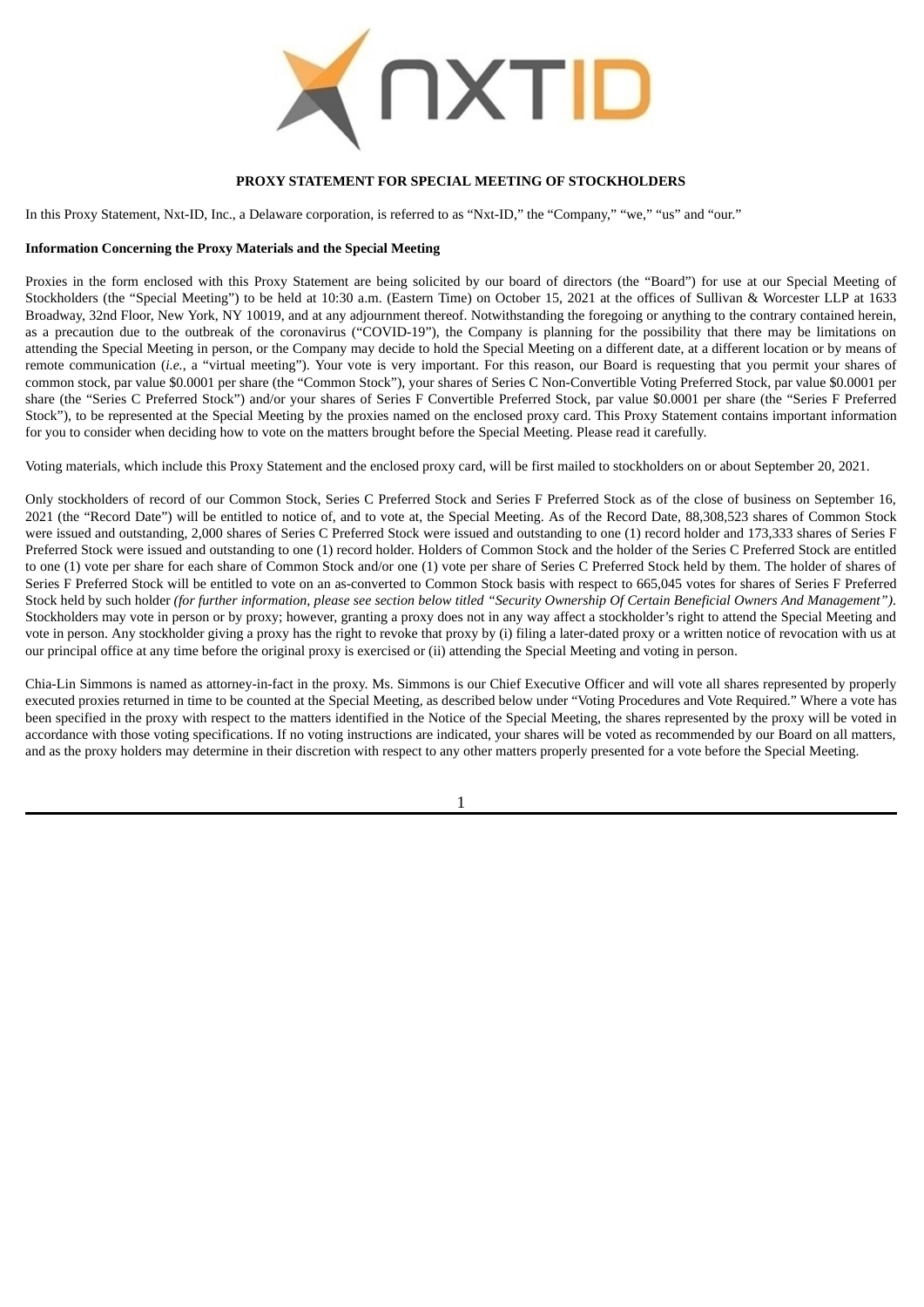## PROXY STATEMENT FOR SPECIAL MEETING OF STOCKHOLDERS

In this Proxy Statement, Nxt-ID, Inc., a Delaware corporation, is referred to as "Nxt-ID," the "Company," "we," "us" and "our."

**Information Concerning the Proxy Materials and the Special Meeting**

Proxies in the form enclosed with this Proxy Statement are being solicited by our board of directors (the "Board") for use at our Special Meeting of Stockholders (the "Special Meeting") to be held at 10:30 a.m. (Eastern Time) on October 15, 2021 at the offices of Sullivan & Worcester LLP at 1633 Broadway, 32nd Floor, New York, NY 10019, and at any adjournment thereof. Notwithstanding the foregoing or anything to the contrary contained herein, as a precaution due to the outbreak of the coronavirus ("COVID-19"), the Company is planning for the possibility that there may be limitations on attending the Special Meeting in person, or the Company may decide to hold the Special Meeting on a different date, at a different location or by means of remote communication (*i.e.*, a "virtual meeting"). Your vote is very important. For this reason, our Board is requesting that you permit your shares of common stock, par value $0.0001 per share (the "Common Stock"), your shares of Series C Non-Convertible Voting Preferred Stock, par value $0.0001 per share (the "Series C Preferred Stock") and/or your shares of Series F Convertible Preferred Stock, par value $0.0001 per share (the "Series F Preferred Stock"), to be represented at the Special Meeting by the proxies named on the enclosed proxy card. This Proxy Statement contains important information for you to consider when deciding how to vote on the matters brought before the Special Meeting. Please read it carefully.

Voting materials, which include this Proxy Statement and the enclosed proxy card, will be first mailed to stockholders on or about September 20, 2021.

Only stockholders of record of our Common Stock, Series C Preferred Stock and Series F Preferred Stock as of the close of business on September 16, 2021 (the "Record Date") will be entitled to notice of, and to vote at, the Special Meeting. As of the Record Date, 88,308,523 shares of Common Stock were issued and outstanding, 2,000 shares of Series C Preferred Stock were issued and outstanding to one (1) record holder and 173,333 shares of Series F Preferred Stock were issued and outstanding to one (1) record holder. Holders of Common Stock and the holder of the Series C Preferred Stock are entitled to one (1) vote per share for each share of Common Stock and/or one (1) vote per share of Series C Preferred Stock held by them. The holder of shares of Series F Preferred Stock will be entitled to vote on an as-converted to Common Stock basis with respect to 665,045 votes for shares of Series F Preferred Stock held by such holder *(for further information, please see section below titled "Security Ownership Of Certain Beneficial Owners And Management")*. Stockholders may vote in person or by proxy; however, granting a proxy does not in any way affect a stockholder's right to attend the Special Meeting and vote in person. Any stockholder giving a proxy has the right to revoke that proxy by (i) filing a later-dated proxy or a written notice of revocation with us at our principal office at any time before the original proxy is exercised or (ii) attending the Special Meeting and voting in person.

Chia-Lin Simmons is named as attorney-in-fact in the proxy. Ms. Simmons is our Chief Executive Officer and will vote all shares represented by properly executed proxies returned in time to be counted at the Special Meeting, as described below under "Voting Procedures and Vote Required." Where a vote has been specified in the proxy with respect to the matters identified in the Notice of the Special Meeting, the shares represented by the proxy will be voted in accordance with those voting specifications. If no voting instructions are indicated, your shares will be voted as recommended by our Board on all matters, and as the proxy holders may determine in their discretion with respect to any other matters properly presented for a vote before the Special Meeting.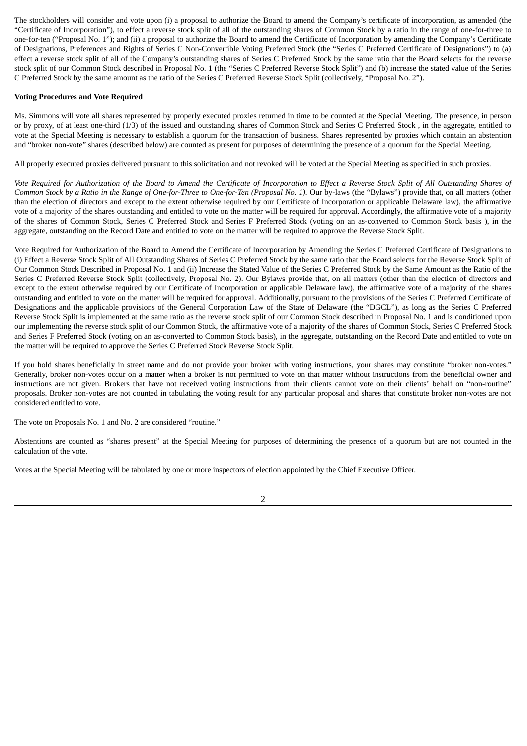The stockholders will consider and vote upon (i) a proposal to authorize the Board to amend the Company's certificate of incorporation, as amended (the "Certificate of Incorporation"), to effect a reverse stock split of all of the outstanding shares of Common Stock by a ratio in the range of one-for-three to one-for-ten ("Proposal No. 1"); and (ii) a proposal to authorize the Board to amend the Certificate of Incorporation by amending the Company's Certificate of Designations, Preferences and Rights of Series C Non-Convertible Voting Preferred Stock (the "Series C Preferred Certificate of Designations") to (a) effect a reverse stock split of all of the Company's outstanding shares of Series C Preferred Stock by the same ratio that the Board selects for the reverse stock split of our Common Stock described in Proposal No. 1 (the "Series C Preferred Reverse Stock Split") and (b) increase the stated value of the Series C Preferred Stock by the same amount as the ratio of the Series C Preferred Reverse Stock Split (collectively, "Proposal No. 2").

**Voting Procedures and Vote Required**

Ms. Simmons will vote all shares represented by properly executed proxies returned in time to be counted at the Special Meeting. The presence, in person or by proxy, of at least one-third (1/3) of the issued and outstanding shares of Common Stock and Series C Preferred Stock , in the aggregate, entitled to vote at the Special Meeting is necessary to establish a quorum for the transaction of business. Shares represented by proxies which contain an abstention and "broker non-vote" shares (described below) are counted as present for purposes of determining the presence of a quorum for the Special Meeting.

All properly executed proxies delivered pursuant to this solicitation and not revoked will be voted at the Special Meeting as specified in such proxies.

*Vote Required for Authorization of the Board to Amend the Certificate of Incorporation to Effect a Reverse Stock Split of All Outstanding Shares of Common Stock by a Ratio in the Range of One-for-Three to One-for-Ten (Proposal No. 1).* Our by-laws (the "Bylaws") provide that, on all matters (other than the election of directors and except to the extent otherwise required by our Certificate of Incorporation or applicable Delaware law), the affirmative vote of a majority of the shares outstanding and entitled to vote on the matter will be required for approval. Accordingly, the affirmative vote of a majority of the shares of Common Stock, Series C Preferred Stock and Series F Preferred Stock (voting on an as-converted to Common Stock basis ), in the aggregate, outstanding on the Record Date and entitled to vote on the matter will be required to approve the Reverse Stock Split.

Vote Required for Authorization of the Board to Amend the Certificate of Incorporation by Amending the Series C Preferred Certificate of Designations to (i) Effect a Reverse Stock Split of All Outstanding Shares of Series C Preferred Stock by the same ratio that the Board selects for the Reverse Stock Split of Our Common Stock Described in Proposal No. 1 and (ii) Increase the Stated Value of the Series C Preferred Stock by the Same Amount as the Ratio of the Series C Preferred Reverse Stock Split (collectively, Proposal No. 2). Our Bylaws provide that, on all matters (other than the election of directors and except to the extent otherwise required by our Certificate of Incorporation or applicable Delaware law), the affirmative vote of a majority of the shares outstanding and entitled to vote on the matter will be required for approval. Additionally, pursuant to the provisions of the Series C Preferred Certificate of Designations and the applicable provisions of the General Corporation Law of the State of Delaware (the "DGCL"), as long as the Series C Preferred Reverse Stock Split is implemented at the same ratio as the reverse stock split of our Common Stock described in Proposal No. 1 and is conditioned upon our implementing the reverse stock split of our Common Stock, the affirmative vote of a majority of the shares of Common Stock, Series C Preferred Stock and Series F Preferred Stock (voting on an as-converted to Common Stock basis), in the aggregate, outstanding on the Record Date and entitled to vote on the matter will be required to approve the Series C Preferred Stock Reverse Stock Split.

If you hold shares beneficially in street name and do not provide your broker with voting instructions, your shares may constitute "broker non-votes." Generally, broker non-votes occur on a matter when a broker is not permitted to vote on that matter without instructions from the beneficial owner and instructions are not given. Brokers that have not received voting instructions from their clients cannot vote on their clients' behalf on "non-routine" proposals. Broker non-votes are not counted in tabulating the voting result for any particular proposal and shares that constitute broker non-votes are not considered entitled to vote.

The vote on Proposals No. 1 and No. 2 are considered "routine."

Abstentions are counted as "shares present" at the Special Meeting for purposes of determining the presence of a quorum but are not counted in the calculation of the vote.

Votes at the Special Meeting will be tabulated by one or more inspectors of election appointed by the Chief Executive Officer.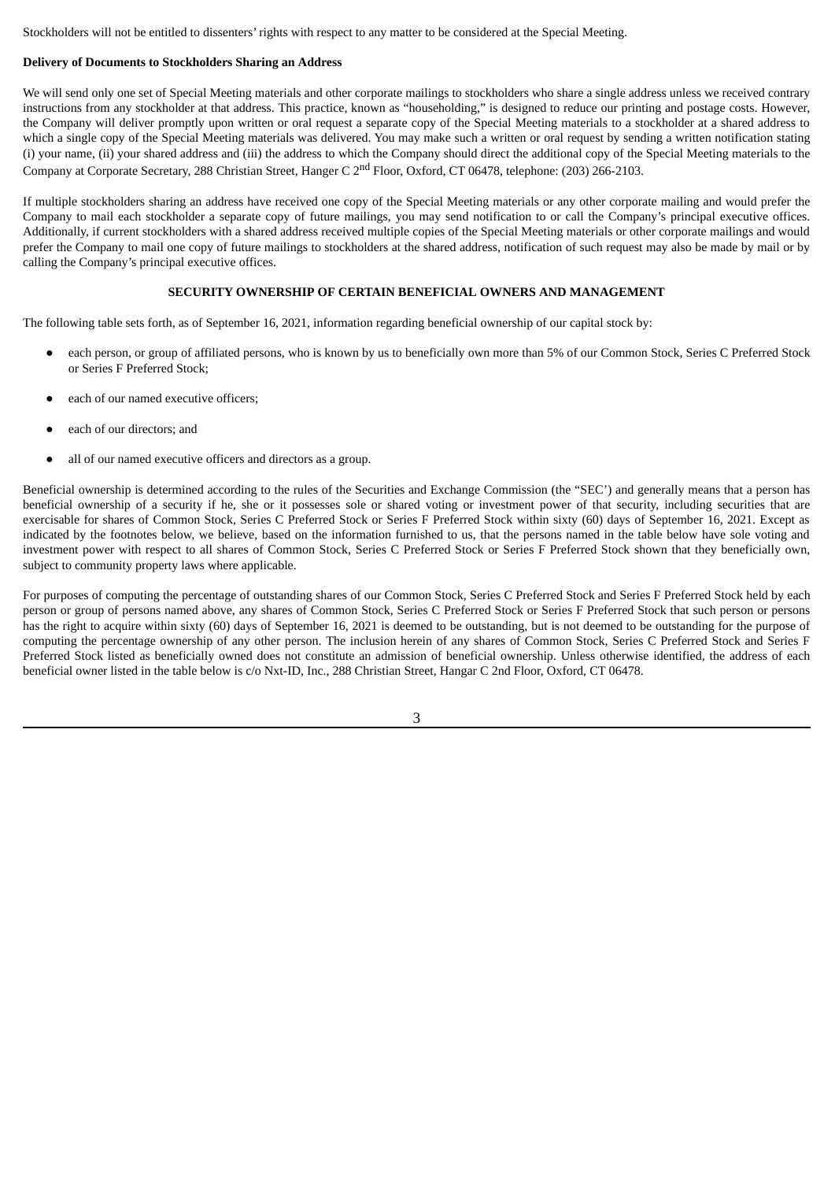Stockholders will not be entitled to dissenters' rights with respect to any matter to be considered at the Special Meeting.

**Delivery of Documents to Stockholders Sharing an Address**

We will send only one set of Special Meeting materials and other corporate mailings to stockholders who share a single address unless we received contrary instructions from any stockholder at that address. This practice, known as "householding," is designed to reduce our printing and postage costs. However, the Company will deliver promptly upon written or oral request a separate copy of the Special Meeting materials to a stockholder at a shared address to which a single copy of the Special Meeting materials was delivered. You may make such a written or oral request by sending a written notification stating (i) your name, (ii) your shared address and (iii) the address to which the Company should direct the additional copy of the Special Meeting materials to the Company at Corporate Secretary, 288 Christian Street, Hanger C 2nd Floor, Oxford, CT 06478, telephone: (203) 266-2103.

If multiple stockholders sharing an address have received one copy of the Special Meeting materials or any other corporate mailing and would prefer the Company to mail each stockholder a separate copy of future mailings, you may send notification to or call the Company's principal executive offices. Additionally, if current stockholders with a shared address received multiple copies of the Special Meeting materials or other corporate mailings and would prefer the Company to mail one copy of future mailings to stockholders at the shared address, notification of such request may also be made by mail or by calling the Company's principal executive offices.

## SECURITY OWNERSHIP OF CERTAIN BENEFICIAL OWNERS AND MANAGEMENT

The following table sets forth, as of September 16, 2021, information regarding beneficial ownership of our capital stock by:

- each person, or group of affiliated persons, who is known by us to beneficially own more than 5% of our Common Stock, Series C Preferred Stock or Series F Preferred Stock;
- each of our named executive officers;
- each of our directors; and
- all of our named executive officers and directors as a group.

Beneficial ownership is determined according to the rules of the Securities and Exchange Commission (the "SEC') and generally means that a person has beneficial ownership of a security if he, she or it possesses sole or shared voting or investment power of that security, including securities that are exercisable for shares of Common Stock, Series C Preferred Stock or Series F Preferred Stock within sixty (60) days of September 16, 2021. Except as indicated by the footnotes below, we believe, based on the information furnished to us, that the persons named in the table below have sole voting and investment power with respect to all shares of Common Stock, Series C Preferred Stock or Series F Preferred Stock shown that they beneficially own, subject to community property laws where applicable.

For purposes of computing the percentage of outstanding shares of our Common Stock, Series C Preferred Stock and Series F Preferred Stock held by each person or group of persons named above, any shares of Common Stock, Series C Preferred Stock or Series F Preferred Stock that such person or persons has the right to acquire within sixty (60) days of September 16, 2021 is deemed to be outstanding, but is not deemed to be outstanding for the purpose of computing the percentage ownership of any other person. The inclusion herein of any shares of Common Stock, Series C Preferred Stock and Series F Preferred Stock listed as beneficially owned does not constitute an admission of beneficial ownership. Unless otherwise identified, the address of each beneficial owner listed in the table below is c/o Nxt-ID, Inc., 288 Christian Street, Hangar C 2nd Floor, Oxford, CT 06478.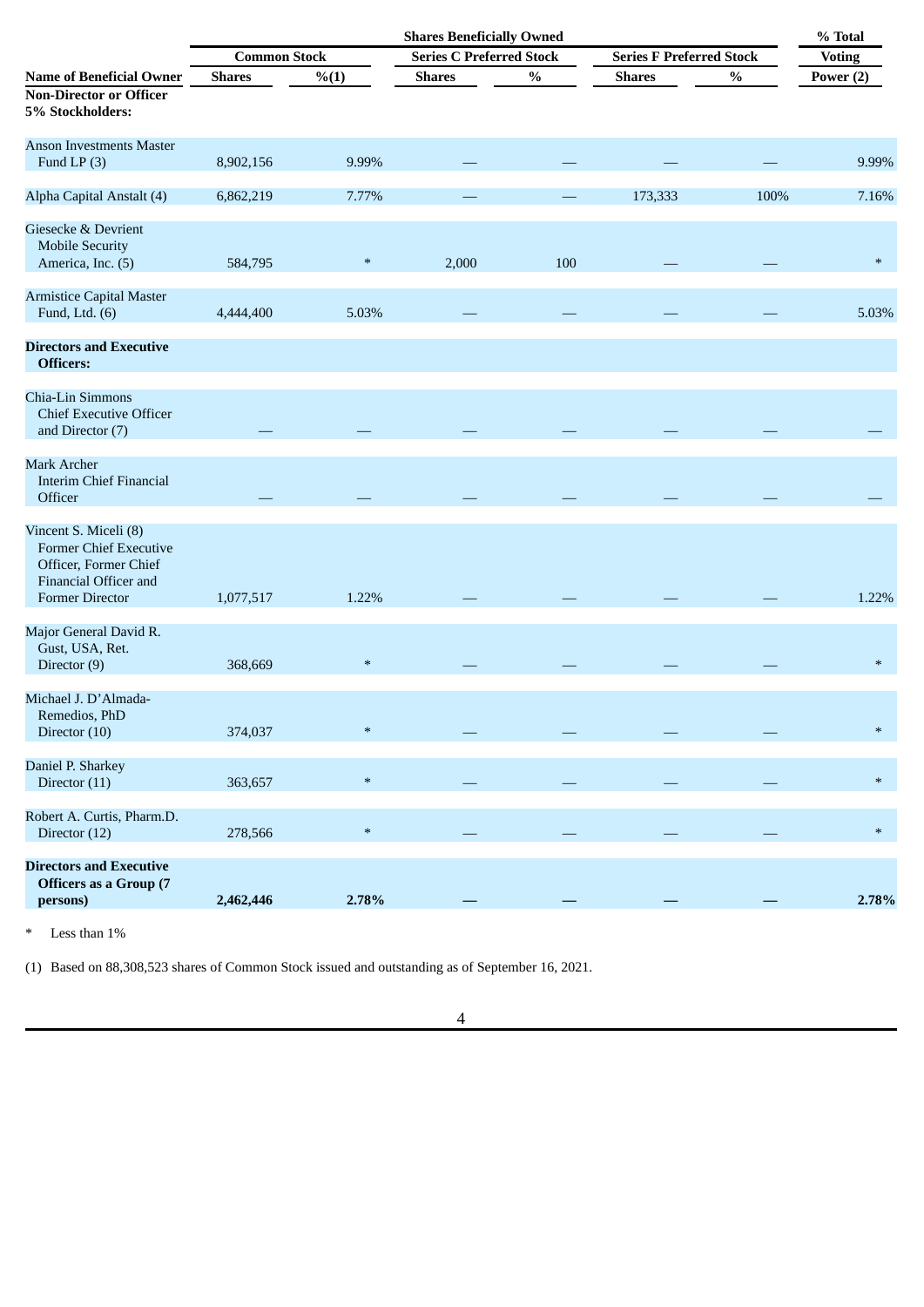| Name of Beneficial Owner | Shares Beneficially Owned | | | | | | % Total Voting Power (2) |
|---|---|---|---|---|---|---|---|
| | Common Stock | | Series C Preferred Stock | | Series F Preferred Stock | | |
| | Shares | %(1) | Shares | % | Shares | % | |
| **Non-Director or Officer 5% Stockholders:** | | | | | | | |
| Anson Investments Master Fund LP (3) | 8,902,156 | 9.99% | — | — | — | — | 9.99% |
| Alpha Capital Anstalt (4) | 6,862,219 | 7.77% | — | — | 173,333 | 100% | 7.16% |
| Giesecke & Devrient Mobile Security America, Inc. (5) | 584,795 | * | 2,000 | 100 | — | — | * |
| Armistice Capital Master Fund, Ltd. (6) | 4,444,400 | 5.03% | — | — | — | — | 5.03% |
| **Directors and Executive Officers:** | | | | | | | |
| Chia-Lin Simmons Chief Executive Officer and Director (7) | — | — | — | — | — | — | — |
| Mark Archer Interim Chief Financial Officer | — | — | — | — | — | — | — |
| Vincent S. Miceli (8) Former Chief Executive Officer, Former Chief Financial Officer and Former Director | 1,077,517 | 1.22% | — | — | — | — | 1.22% |
| Major General David R. Gust, USA, Ret. Director (9) | 368,669 | * | — | — | — | — | * |
| Michael J. D'Almada-Remedios, PhD Director (10) | 374,037 | * | — | — | — | — | * |
| Daniel P. Sharkey Director (11) | 363,657 | * | — | — | — | — | * |
| Robert A. Curtis, Pharm.D. Director (12) | 278,566 | * | — | — | — | — | * |
| **Directors and Executive Officers as a Group (7 persons)** | **2,462,446** | **2.78%** | **—** | **—** | **—** | **—** | **2.78%** |

\* Less than 1%

(1) Based on 88,308,523 shares of Common Stock issued and outstanding as of September 16, 2021.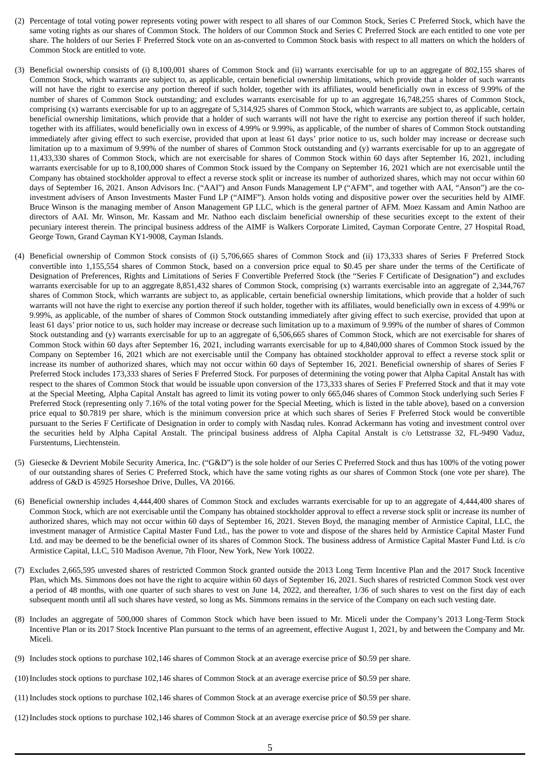(2) Percentage of total voting power represents voting power with respect to all shares of our Common Stock, Series C Preferred Stock, which have the same voting rights as our shares of Common Stock. The holders of our Common Stock and Series C Preferred Stock are each entitled to one vote per share. The holders of our Series F Preferred Stock vote on an as-converted to Common Stock basis with respect to all matters on which the holders of Common Stock are entitled to vote.

(3) Beneficial ownership consists of (i) 8,100,001 shares of Common Stock and (ii) warrants exercisable for up to an aggregate of 802,155 shares of Common Stock, which warrants are subject to, as applicable, certain beneficial ownership limitations, which provide that a holder of such warrants will not have the right to exercise any portion thereof if such holder, together with its affiliates, would beneficially own in excess of 9.99% of the number of shares of Common Stock outstanding; and excludes warrants exercisable for up to an aggregate 16,748,255 shares of Common Stock, comprising (x) warrants exercisable for up to an aggregate of 5,314,925 shares of Common Stock, which warrants are subject to, as applicable, certain beneficial ownership limitations, which provide that a holder of such warrants will not have the right to exercise any portion thereof if such holder, together with its affiliates, would beneficially own in excess of 4.99% or 9.99%, as applicable, of the number of shares of Common Stock outstanding immediately after giving effect to such exercise, provided that upon at least 61 days' prior notice to us, such holder may increase or decrease such limitation up to a maximum of 9.99% of the number of shares of Common Stock outstanding and (y) warrants exercisable for up to an aggregate of 11,433,330 shares of Common Stock, which are not exercisable for shares of Common Stock within 60 days after September 16, 2021, including warrants exercisable for up to 8,100,000 shares of Common Stock issued by the Company on September 16, 2021 which are not exercisable until the Company has obtained stockholder approval to effect a reverse stock split or increase its number of authorized shares, which may not occur within 60 days of September 16, 2021. Anson Advisors Inc. ("AAI") and Anson Funds Management LP ("AFM", and together with AAI, "Anson") are the co-investment advisers of Anson Investments Master Fund LP ("AIMF"). Anson holds voting and dispositive power over the securities held by AIMF. Bruce Winson is the managing member of Anson Management GP LLC, which is the general partner of AFM. Moez Kassam and Amin Nathoo are directors of AAI. Mr. Winson, Mr. Kassam and Mr. Nathoo each disclaim beneficial ownership of these securities except to the extent of their pecuniary interest therein. The principal business address of the AIMF is Walkers Corporate Limited, Cayman Corporate Centre, 27 Hospital Road, George Town, Grand Cayman KY1-9008, Cayman Islands.

(4) Beneficial ownership of Common Stock consists of (i) 5,706,665 shares of Common Stock and (ii) 173,333 shares of Series F Preferred Stock convertible into 1,155,554 shares of Common Stock, based on a conversion price equal to $0.45 per share under the terms of the Certificate of Designation of Preferences, Rights and Limitations of Series F Convertible Preferred Stock (the "Series F Certificate of Designation") and excludes warrants exercisable for up to an aggregate 8,851,432 shares of Common Stock, comprising (x) warrants exercisable into an aggregate of 2,344,767 shares of Common Stock, which warrants are subject to, as applicable, certain beneficial ownership limitations, which provide that a holder of such warrants will not have the right to exercise any portion thereof if such holder, together with its affiliates, would beneficially own in excess of 4.99% or 9.99%, as applicable, of the number of shares of Common Stock outstanding immediately after giving effect to such exercise, provided that upon at least 61 days' prior notice to us, such holder may increase or decrease such limitation up to a maximum of 9.99% of the number of shares of Common Stock outstanding and (y) warrants exercisable for up to an aggregate of 6,506,665 shares of Common Stock, which are not exercisable for shares of Common Stock within 60 days after September 16, 2021, including warrants exercisable for up to 4,840,000 shares of Common Stock issued by the Company on September 16, 2021 which are not exercisable until the Company has obtained stockholder approval to effect a reverse stock split or increase its number of authorized shares, which may not occur within 60 days of September 16, 2021. Beneficial ownership of shares of Series F Preferred Stock includes 173,333 shares of Series F Preferred Stock. For purposes of determining the voting power that Alpha Capital Anstalt has with respect to the shares of Common Stock that would be issuable upon conversion of the 173,333 shares of Series F Preferred Stock and that it may vote at the Special Meeting, Alpha Capital Anstalt has agreed to limit its voting power to only 665,046 shares of Common Stock underlying such Series F Preferred Stock (representing only 7.16% of the total voting power for the Special Meeting, which is listed in the table above), based on a conversion price equal to $0.7819 per share, which is the minimum conversion price at which such shares of Series F Preferred Stock would be convertible pursuant to the Series F Certificate of Designation in order to comply with Nasdaq rules. Konrad Ackermann has voting and investment control over the securities held by Alpha Capital Anstalt. The principal business address of Alpha Capital Anstalt is c/o Lettstrasse 32, FL-9490 Vaduz, Furstentums, Liechtenstein.

(5) Giesecke & Devrient Mobile Security America, Inc. ("G&D") is the sole holder of our Series C Preferred Stock and thus has 100% of the voting power of our outstanding shares of Series C Preferred Stock, which have the same voting rights as our shares of Common Stock (one vote per share). The address of G&D is 45925 Horseshoe Drive, Dulles, VA 20166.

(6) Beneficial ownership includes 4,444,400 shares of Common Stock and excludes warrants exercisable for up to an aggregate of 4,444,400 shares of Common Stock, which are not exercisable until the Company has obtained stockholder approval to effect a reverse stock split or increase its number of authorized shares, which may not occur within 60 days of September 16, 2021. Steven Boyd, the managing member of Armistice Capital, LLC, the investment manager of Armistice Capital Master Fund Ltd., has the power to vote and dispose of the shares held by Armistice Capital Master Fund Ltd. and may be deemed to be the beneficial owner of its shares of Common Stock. The business address of Armistice Capital Master Fund Ltd. is c/o Armistice Capital, LLC, 510 Madison Avenue, 7th Floor, New York, New York 10022.

(7) Excludes 2,665,595 unvested shares of restricted Common Stock granted outside the 2013 Long Term Incentive Plan and the 2017 Stock Incentive Plan, which Ms. Simmons does not have the right to acquire within 60 days of September 16, 2021. Such shares of restricted Common Stock vest over a period of 48 months, with one quarter of such shares to vest on June 14, 2022, and thereafter, 1/36 of such shares to vest on the first day of each subsequent month until all such shares have vested, so long as Ms. Simmons remains in the service of the Company on each such vesting date.

(8) Includes an aggregate of 500,000 shares of Common Stock which have been issued to Mr. Miceli under the Company's 2013 Long-Term Stock Incentive Plan or its 2017 Stock Incentive Plan pursuant to the terms of an agreement, effective August 1, 2021, by and between the Company and Mr. Miceli.

(9) Includes stock options to purchase 102,146 shares of Common Stock at an average exercise price of $0.59 per share.

(10) Includes stock options to purchase 102,146 shares of Common Stock at an average exercise price of $0.59 per share.

(11) Includes stock options to purchase 102,146 shares of Common Stock at an average exercise price of $0.59 per share.

(12) Includes stock options to purchase 102,146 shares of Common Stock at an average exercise price of $0.59 per share.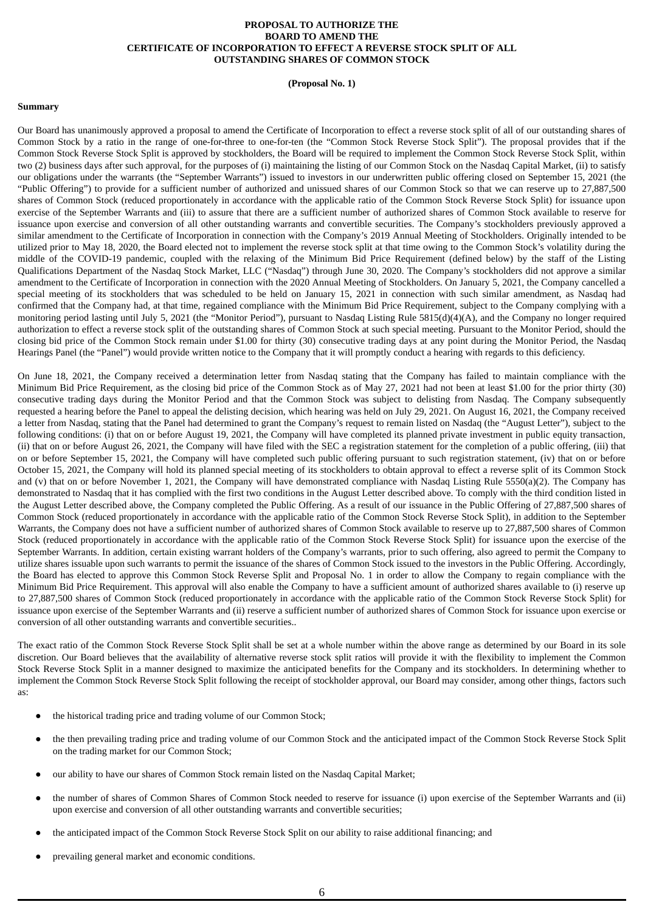**PROPOSAL TO AUTHORIZE THE BOARD TO AMEND THE CERTIFICATE OF INCORPORATION TO EFFECT A REVERSE STOCK SPLIT OF ALL OUTSTANDING SHARES OF COMMON STOCK**

**(Proposal No. 1)**

**Summary**

Our Board has unanimously approved a proposal to amend the Certificate of Incorporation to effect a reverse stock split of all of our outstanding shares of Common Stock by a ratio in the range of one-for-three to one-for-ten (the "Common Stock Reverse Stock Split"). The proposal provides that if the Common Stock Reverse Stock Split is approved by stockholders, the Board will be required to implement the Common Stock Reverse Stock Split, within two (2) business days after such approval, for the purposes of (i) maintaining the listing of our Common Stock on the Nasdaq Capital Market, (ii) to satisfy our obligations under the warrants (the "September Warrants") issued to investors in our underwritten public offering closed on September 15, 2021 (the "Public Offering") to provide for a sufficient number of authorized and unissued shares of our Common Stock so that we can reserve up to 27,887,500 shares of Common Stock (reduced proportionately in accordance with the applicable ratio of the Common Stock Reverse Stock Split) for issuance upon exercise of the September Warrants and (iii) to assure that there are a sufficient number of authorized shares of Common Stock available to reserve for issuance upon exercise and conversion of all other outstanding warrants and convertible securities. The Company's stockholders previously approved a similar amendment to the Certificate of Incorporation in connection with the Company's 2019 Annual Meeting of Stockholders. Originally intended to be utilized prior to May 18, 2020, the Board elected not to implement the reverse stock split at that time owing to the Common Stock's volatility during the middle of the COVID-19 pandemic, coupled with the relaxing of the Minimum Bid Price Requirement (defined below) by the staff of the Listing Qualifications Department of the Nasdaq Stock Market, LLC ("Nasdaq") through June 30, 2020. The Company's stockholders did not approve a similar amendment to the Certificate of Incorporation in connection with the 2020 Annual Meeting of Stockholders. On January 5, 2021, the Company cancelled a special meeting of its stockholders that was scheduled to be held on January 15, 2021 in connection with such similar amendment, as Nasdaq had confirmed that the Company had, at that time, regained compliance with the Minimum Bid Price Requirement, subject to the Company complying with a monitoring period lasting until July 5, 2021 (the "Monitor Period"), pursuant to Nasdaq Listing Rule 5815(d)(4)(A), and the Company no longer required authorization to effect a reverse stock split of the outstanding shares of Common Stock at such special meeting. Pursuant to the Monitor Period, should the closing bid price of the Common Stock remain under $1.00 for thirty (30) consecutive trading days at any point during the Monitor Period, the Nasdaq Hearings Panel (the "Panel") would provide written notice to the Company that it will promptly conduct a hearing with regards to this deficiency.

On June 18, 2021, the Company received a determination letter from Nasdaq stating that the Company has failed to maintain compliance with the Minimum Bid Price Requirement, as the closing bid price of the Common Stock as of May 27, 2021 had not been at least $1.00 for the prior thirty (30) consecutive trading days during the Monitor Period and that the Common Stock was subject to delisting from Nasdaq. The Company subsequently requested a hearing before the Panel to appeal the delisting decision, which hearing was held on July 29, 2021. On August 16, 2021, the Company received a letter from Nasdaq, stating that the Panel had determined to grant the Company's request to remain listed on Nasdaq (the "August Letter"), subject to the following conditions: (i) that on or before August 19, 2021, the Company will have completed its planned private investment in public equity transaction, (ii) that on or before August 26, 2021, the Company will have filed with the SEC a registration statement for the completion of a public offering, (iii) that on or before September 15, 2021, the Company will have completed such public offering pursuant to such registration statement, (iv) that on or before October 15, 2021, the Company will hold its planned special meeting of its stockholders to obtain approval to effect a reverse split of its Common Stock and (v) that on or before November 1, 2021, the Company will have demonstrated compliance with Nasdaq Listing Rule 5550(a)(2). The Company has demonstrated to Nasdaq that it has complied with the first two conditions in the August Letter described above. To comply with the third condition listed in the August Letter described above, the Company completed the Public Offering. As a result of our issuance in the Public Offering of 27,887,500 shares of Common Stock (reduced proportionately in accordance with the applicable ratio of the Common Stock Reverse Stock Split), in addition to the September Warrants, the Company does not have a sufficient number of authorized shares of Common Stock available to reserve up to 27,887,500 shares of Common Stock (reduced proportionately in accordance with the applicable ratio of the Common Stock Reverse Stock Split) for issuance upon the exercise of the September Warrants. In addition, certain existing warrant holders of the Company's warrants, prior to such offering, also agreed to permit the Company to utilize shares issuable upon such warrants to permit the issuance of the shares of Common Stock issued to the investors in the Public Offering. Accordingly, the Board has elected to approve this Common Stock Reverse Stock Split and Proposal No. 1 in order to allow the Company to regain compliance with the Minimum Bid Price Requirement. This approval will also enable the Company to have a sufficient amount of authorized shares available to (i) reserve up to 27,887,500 shares of Common Stock (reduced proportionately in accordance with the applicable ratio of the Common Stock Reverse Stock Split) for issuance upon exercise of the September Warrants and (ii) reserve a sufficient number of authorized shares of Common Stock for issuance upon exercise or conversion of all other outstanding warrants and convertible securities..

The exact ratio of the Common Stock Reverse Stock Split shall be set at a whole number within the above range as determined by our Board in its sole discretion. Our Board believes that the availability of alternative reverse stock split ratios will provide it with the flexibility to implement the Common Stock Reverse Stock Split in a manner designed to maximize the anticipated benefits for the Company and its stockholders. In determining whether to implement the Common Stock Reverse Stock Split following the receipt of stockholder approval, our Board may consider, among other things, factors such as:

- the historical trading price and trading volume of our Common Stock;
- the then prevailing trading price and trading volume of our Common Stock and the anticipated impact of the Common Stock Reverse Stock Split on the trading market for our Common Stock;
- our ability to have our shares of Common Stock remain listed on the Nasdaq Capital Market;
- the number of shares of Common Shares of Common Stock needed to reserve for issuance (i) upon exercise of the September Warrants and (ii) upon exercise and conversion of all other outstanding warrants and convertible securities;
- the anticipated impact of the Common Stock Reverse Stock Split on our ability to raise additional financing; and
- prevailing general market and economic conditions.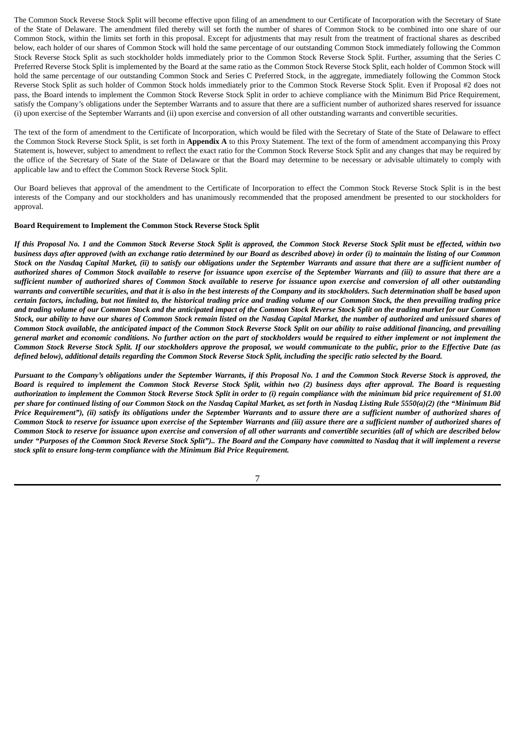The Common Stock Reverse Stock Split will become effective upon filing of an amendment to our Certificate of Incorporation with the Secretary of State of the State of Delaware. The amendment filed thereby will set forth the number of shares of Common Stock to be combined into one share of our Common Stock, within the limits set forth in this proposal. Except for adjustments that may result from the treatment of fractional shares as described below, each holder of our shares of Common Stock will hold the same percentage of our outstanding Common Stock immediately following the Common Stock Reverse Stock Split as such stockholder holds immediately prior to the Common Stock Reverse Stock Split. Further, assuming that the Series C Preferred Reverse Stock Split is implemented by the Board at the same ratio as the Common Stock Reverse Stock Split, each holder of Common Stock will hold the same percentage of our outstanding Common Stock and Series C Preferred Stock, in the aggregate, immediately following the Common Stock Reverse Stock Split as such holder of Common Stock holds immediately prior to the Common Stock Reverse Stock Split. Even if Proposal #2 does not pass, the Board intends to implement the Common Stock Reverse Stock Split in order to achieve compliance with the Minimum Bid Price Requirement, satisfy the Company's obligations under the September Warrants and to assure that there are a sufficient number of authorized shares reserved for issuance (i) upon exercise of the September Warrants and (ii) upon exercise and conversion of all other outstanding warrants and convertible securities.

The text of the form of amendment to the Certificate of Incorporation, which would be filed with the Secretary of State of the State of Delaware to effect the Common Stock Reverse Stock Split, is set forth in **Appendix A** to this Proxy Statement. The text of the form of amendment accompanying this Proxy Statement is, however, subject to amendment to reflect the exact ratio for the Common Stock Reverse Stock Split and any changes that may be required by the office of the Secretary of State of the State of Delaware or that the Board may determine to be necessary or advisable ultimately to comply with applicable law and to effect the Common Stock Reverse Stock Split.

Our Board believes that approval of the amendment to the Certificate of Incorporation to effect the Common Stock Reverse Stock Split is in the best interests of the Company and our stockholders and has unanimously recommended that the proposed amendment be presented to our stockholders for approval.

**Board Requirement to Implement the Common Stock Reverse Stock Split**

***If this Proposal No. 1 and the Common Stock Reverse Stock Split is approved, the Common Stock Reverse Stock Split must be effected, within two business days after approved (with an exchange ratio determined by our Board as described above) in order (i) to maintain the listing of our Common Stock on the Nasdaq Capital Market, (ii) to satisfy our obligations under the September Warrants and assure that there are a sufficient number of authorized shares of Common Stock available to reserve for issuance upon exercise of the September Warrants and (iii) to assure that there are a sufficient number of authorized shares of Common Stock available to reserve for issuance upon exercise and conversion of all other outstanding warrants and convertible securities, and that it is also in the best interests of the Company and its stockholders. Such determination shall be based upon certain factors, including, but not limited to, the historical trading price and trading volume of our Common Stock, the then prevailing trading price and trading volume of our Common Stock and the anticipated impact of the Common Stock Reverse Stock Split on the trading market for our Common Stock, our ability to have our shares of Common Stock remain listed on the Nasdaq Capital Market, the number of authorized and unissued shares of Common Stock available, the anticipated impact of the Common Stock Reverse Stock Split on our ability to raise additional financing, and prevailing general market and economic conditions. No further action on the part of stockholders would be required to either implement or not implement the Common Stock Reverse Stock Split. If our stockholders approve the proposal, we would communicate to the public, prior to the Effective Date (as defined below), additional details regarding the Common Stock Reverse Stock Split, including the specific ratio selected by the Board.***

***Pursuant to the Company's obligations under the September Warrants, if this Proposal No. 1 and the Common Stock Reverse Stock is approved, the Board is required to implement the Common Stock Reverse Stock Split, within two (2) business days after approval. The Board is requesting authorization to implement the Common Stock Reverse Stock Split in order to (i) regain compliance with the minimum bid price requirement of $1.00 per share for continued listing of our Common Stock on the Nasdaq Capital Market, as set forth in Nasdaq Listing Rule 5550(a)(2) (the "Minimum Bid Price Requirement"), (ii) satisfy its obligations under the September Warrants and to assure there are a sufficient number of authorized shares of Common Stock to reserve for issuance upon exercise of the September Warrants and (iii) assure there are a sufficient number of authorized shares of Common Stock to reserve for issuance upon exercise and conversion of all other warrants and convertible securities (all of which are described below under "Purposes of the Common Stock Reverse Stock Split").. The Board and the Company have committed to Nasdaq that it will implement a reverse stock split to ensure long-term compliance with the Minimum Bid Price Requirement.***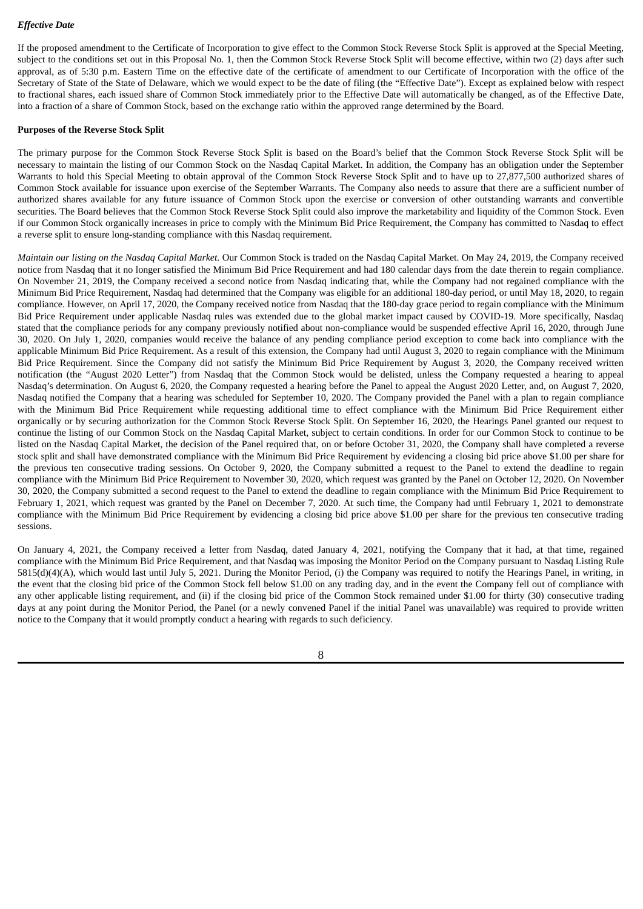*Effective Date*

If the proposed amendment to the Certificate of Incorporation to give effect to the Common Stock Reverse Stock Split is approved at the Special Meeting, subject to the conditions set out in this Proposal No. 1, then the Common Stock Reverse Stock Split will become effective, within two (2) days after such approval, as of 5:30 p.m. Eastern Time on the effective date of the certificate of amendment to our Certificate of Incorporation with the office of the Secretary of State of the State of Delaware, which we would expect to be the date of filing (the "Effective Date"). Except as explained below with respect to fractional shares, each issued share of Common Stock immediately prior to the Effective Date will automatically be changed, as of the Effective Date, into a fraction of a share of Common Stock, based on the exchange ratio within the approved range determined by the Board.

**Purposes of the Reverse Stock Split**

The primary purpose for the Common Stock Reverse Stock Split is based on the Board's belief that the Common Stock Reverse Stock Split will be necessary to maintain the listing of our Common Stock on the Nasdaq Capital Market. In addition, the Company has an obligation under the September Warrants to hold this Special Meeting to obtain approval of the Common Stock Reverse Stock Split and to have up to 27,877,500 authorized shares of Common Stock available for issuance upon exercise of the September Warrants. The Company also needs to assure that there are a sufficient number of authorized shares available for any future issuance of Common Stock upon the exercise or conversion of other outstanding warrants and convertible securities. The Board believes that the Common Stock Reverse Stock Split could also improve the marketability and liquidity of the Common Stock. Even if our Common Stock organically increases in price to comply with the Minimum Bid Price Requirement, the Company has committed to Nasdaq to effect a reverse split to ensure long-standing compliance with this Nasdaq requirement.

*Maintain our listing on the Nasdaq Capital Market.* Our Common Stock is traded on the Nasdaq Capital Market. On May 24, 2019, the Company received notice from Nasdaq that it no longer satisfied the Minimum Bid Price Requirement and had 180 calendar days from the date therein to regain compliance. On November 21, 2019, the Company received a second notice from Nasdaq indicating that, while the Company had not regained compliance with the Minimum Bid Price Requirement, Nasdaq had determined that the Company was eligible for an additional 180-day period, or until May 18, 2020, to regain compliance. However, on April 17, 2020, the Company received notice from Nasdaq that the 180-day grace period to regain compliance with the Minimum Bid Price Requirement under applicable Nasdaq rules was extended due to the global market impact caused by COVID-19. More specifically, Nasdaq stated that the compliance periods for any company previously notified about non-compliance would be suspended effective April 16, 2020, through June 30, 2020. On July 1, 2020, companies would receive the balance of any pending compliance period exception to come back into compliance with the applicable Minimum Bid Price Requirement. As a result of this extension, the Company had until August 3, 2020 to regain compliance with the Minimum Bid Price Requirement. Since the Company did not satisfy the Minimum Bid Price Requirement by August 3, 2020, the Company received written notification (the "August 2020 Letter") from Nasdaq that the Common Stock would be delisted, unless the Company requested a hearing to appeal Nasdaq's determination. On August 6, 2020, the Company requested a hearing before the Panel to appeal the August 2020 Letter, and, on August 7, 2020, Nasdaq notified the Company that a hearing was scheduled for September 10, 2020. The Company provided the Panel with a plan to regain compliance with the Minimum Bid Price Requirement while requesting additional time to effect compliance with the Minimum Bid Price Requirement either organically or by securing authorization for the Common Stock Reverse Stock Split. On September 16, 2020, the Hearings Panel granted our request to continue the listing of our Common Stock on the Nasdaq Capital Market, subject to certain conditions. In order for our Common Stock to continue to be listed on the Nasdaq Capital Market, the decision of the Panel required that, on or before October 31, 2020, the Company shall have completed a reverse stock split and shall have demonstrated compliance with the Minimum Bid Price Requirement by evidencing a closing bid price above $1.00 per share for the previous ten consecutive trading sessions. On October 9, 2020, the Company submitted a request to the Panel to extend the deadline to regain compliance with the Minimum Bid Price Requirement to November 30, 2020, which request was granted by the Panel on October 12, 2020. On November 30, 2020, the Company submitted a second request to the Panel to extend the deadline to regain compliance with the Minimum Bid Price Requirement to February 1, 2021, which request was granted by the Panel on December 7, 2020. At such time, the Company had until February 1, 2021 to demonstrate compliance with the Minimum Bid Price Requirement by evidencing a closing bid price above $1.00 per share for the previous ten consecutive trading sessions.

On January 4, 2021, the Company received a letter from Nasdaq, dated January 4, 2021, notifying the Company that it had, at that time, regained compliance with the Minimum Bid Price Requirement, and that Nasdaq was imposing the Monitor Period on the Company pursuant to Nasdaq Listing Rule 5815(d)(4)(A), which would last until July 5, 2021. During the Monitor Period, (i) the Company was required to notify the Hearings Panel, in writing, in the event that the closing bid price of the Common Stock fell below $1.00 on any trading day, and in the event the Company fell out of compliance with any other applicable listing requirement, and (ii) if the closing bid price of the Common Stock remained under $1.00 for thirty (30) consecutive trading days at any point during the Monitor Period, the Panel (or a newly convened Panel if the initial Panel was unavailable) was required to provide written notice to the Company that it would promptly conduct a hearing with regards to such deficiency.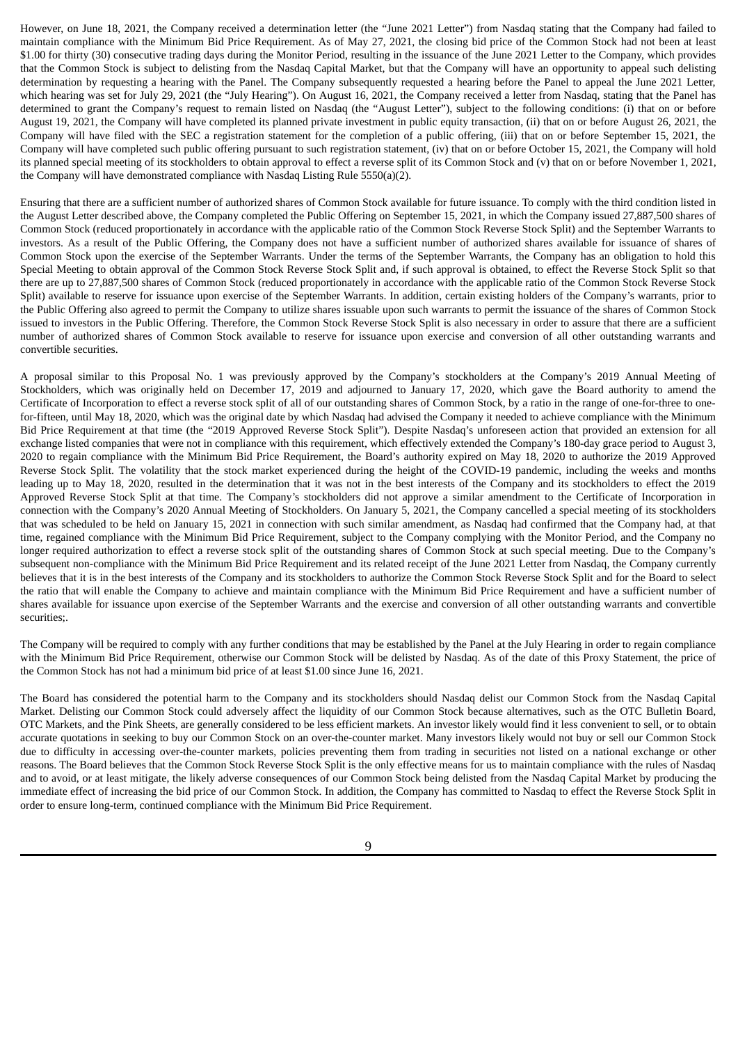However, on June 18, 2021, the Company received a determination letter (the "June 2021 Letter") from Nasdaq stating that the Company had failed to maintain compliance with the Minimum Bid Price Requirement. As of May 27, 2021, the closing bid price of the Common Stock had not been at least $1.00 for thirty (30) consecutive trading days during the Monitor Period, resulting in the issuance of the June 2021 Letter to the Company, which provides that the Common Stock is subject to delisting from the Nasdaq Capital Market, but that the Company will have an opportunity to appeal such delisting determination by requesting a hearing with the Panel. The Company subsequently requested a hearing before the Panel to appeal the June 2021 Letter, which hearing was set for July 29, 2021 (the "July Hearing"). On August 16, 2021, the Company received a letter from Nasdaq, stating that the Panel has determined to grant the Company's request to remain listed on Nasdaq (the "August Letter"), subject to the following conditions: (i) that on or before August 19, 2021, the Company will have completed its planned private investment in public equity transaction, (ii) that on or before August 26, 2021, the Company will have filed with the SEC a registration statement for the completion of a public offering, (iii) that on or before September 15, 2021, the Company will have completed such public offering pursuant to such registration statement, (iv) that on or before October 15, 2021, the Company will hold its planned special meeting of its stockholders to obtain approval to effect a reverse split of its Common Stock and (v) that on or before November 1, 2021, the Company will have demonstrated compliance with Nasdaq Listing Rule 5550(a)(2).

Ensuring that there are a sufficient number of authorized shares of Common Stock available for future issuance. To comply with the third condition listed in the August Letter described above, the Company completed the Public Offering on September 15, 2021, in which the Company issued 27,887,500 shares of Common Stock (reduced proportionately in accordance with the applicable ratio of the Common Stock Reverse Stock Split) and the September Warrants to investors. As a result of the Public Offering, the Company does not have a sufficient number of authorized shares available for issuance of shares of Common Stock upon the exercise of the September Warrants. Under the terms of the September Warrants, the Company has an obligation to hold this Special Meeting to obtain approval of the Common Stock Reverse Stock Split and, if such approval is obtained, to effect the Reverse Stock Split so that there are up to 27,887,500 shares of Common Stock (reduced proportionately in accordance with the applicable ratio of the Common Stock Reverse Stock Split) available to reserve for issuance upon exercise of the September Warrants. In addition, certain existing holders of the Company's warrants, prior to the Public Offering also agreed to permit the Company to utilize shares issuable upon such warrants to permit the issuance of the shares of Common Stock issued to investors in the Public Offering. Therefore, the Common Stock Reverse Stock Split is also necessary in order to assure that there are a sufficient number of authorized shares of Common Stock available to reserve for issuance upon exercise and conversion of all other outstanding warrants and convertible securities.

A proposal similar to this Proposal No. 1 was previously approved by the Company's stockholders at the Company's 2019 Annual Meeting of Stockholders, which was originally held on December 17, 2019 and adjourned to January 17, 2020, which gave the Board authority to amend the Certificate of Incorporation to effect a reverse stock split of all of our outstanding shares of Common Stock, by a ratio in the range of one-for-three to one-for-fifteen, until May 18, 2020, which was the original date by which Nasdaq had advised the Company it needed to achieve compliance with the Minimum Bid Price Requirement at that time (the "2019 Approved Reverse Stock Split"). Despite Nasdaq's unforeseen action that provided an extension for all exchange listed companies that were not in compliance with this requirement, which effectively extended the Company's 180-day grace period to August 3, 2020 to regain compliance with the Minimum Bid Price Requirement, the Board's authority expired on May 18, 2020 to authorize the 2019 Approved Reverse Stock Split. The volatility that the stock market experienced during the height of the COVID-19 pandemic, including the weeks and months leading up to May 18, 2020, resulted in the determination that it was not in the best interests of the Company and its stockholders to effect the 2019 Approved Reverse Stock Split at that time. The Company's stockholders did not approve a similar amendment to the Certificate of Incorporation in connection with the Company's 2020 Annual Meeting of Stockholders. On January 5, 2021, the Company cancelled a special meeting of its stockholders that was scheduled to be held on January 15, 2021 in connection with such similar amendment, as Nasdaq had confirmed that the Company had, at that time, regained compliance with the Minimum Bid Price Requirement, subject to the Company complying with the Monitor Period, and the Company no longer required authorization to effect a reverse stock split of the outstanding shares of Common Stock at such special meeting. Due to the Company's subsequent non-compliance with the Minimum Bid Price Requirement and its related receipt of the June 2021 Letter from Nasdaq, the Company currently believes that it is in the best interests of the Company and its stockholders to authorize the Common Stock Reverse Stock Split and for the Board to select the ratio that will enable the Company to achieve and maintain compliance with the Minimum Bid Price Requirement and have a sufficient number of shares available for issuance upon exercise of the September Warrants and the exercise and conversion of all other outstanding warrants and convertible securities;.

The Company will be required to comply with any further conditions that may be established by the Panel at the July Hearing in order to regain compliance with the Minimum Bid Price Requirement, otherwise our Common Stock will be delisted by Nasdaq. As of the date of this Proxy Statement, the price of the Common Stock has not had a minimum bid price of at least $1.00 since June 16, 2021.

The Board has considered the potential harm to the Company and its stockholders should Nasdaq delist our Common Stock from the Nasdaq Capital Market. Delisting our Common Stock could adversely affect the liquidity of our Common Stock because alternatives, such as the OTC Bulletin Board, OTC Markets, and the Pink Sheets, are generally considered to be less efficient markets. An investor likely would find it less convenient to sell, or to obtain accurate quotations in seeking to buy our Common Stock on an over-the-counter market. Many investors likely would not buy or sell our Common Stock due to difficulty in accessing over-the-counter markets, policies preventing them from trading in securities not listed on a national exchange or other reasons. The Board believes that the Common Stock Reverse Stock Split is the only effective means for us to maintain compliance with the rules of Nasdaq and to avoid, or at least mitigate, the likely adverse consequences of our Common Stock being delisted from the Nasdaq Capital Market by producing the immediate effect of increasing the bid price of our Common Stock. In addition, the Company has committed to Nasdaq to effect the Reverse Stock Split in order to ensure long-term, continued compliance with the Minimum Bid Price Requirement.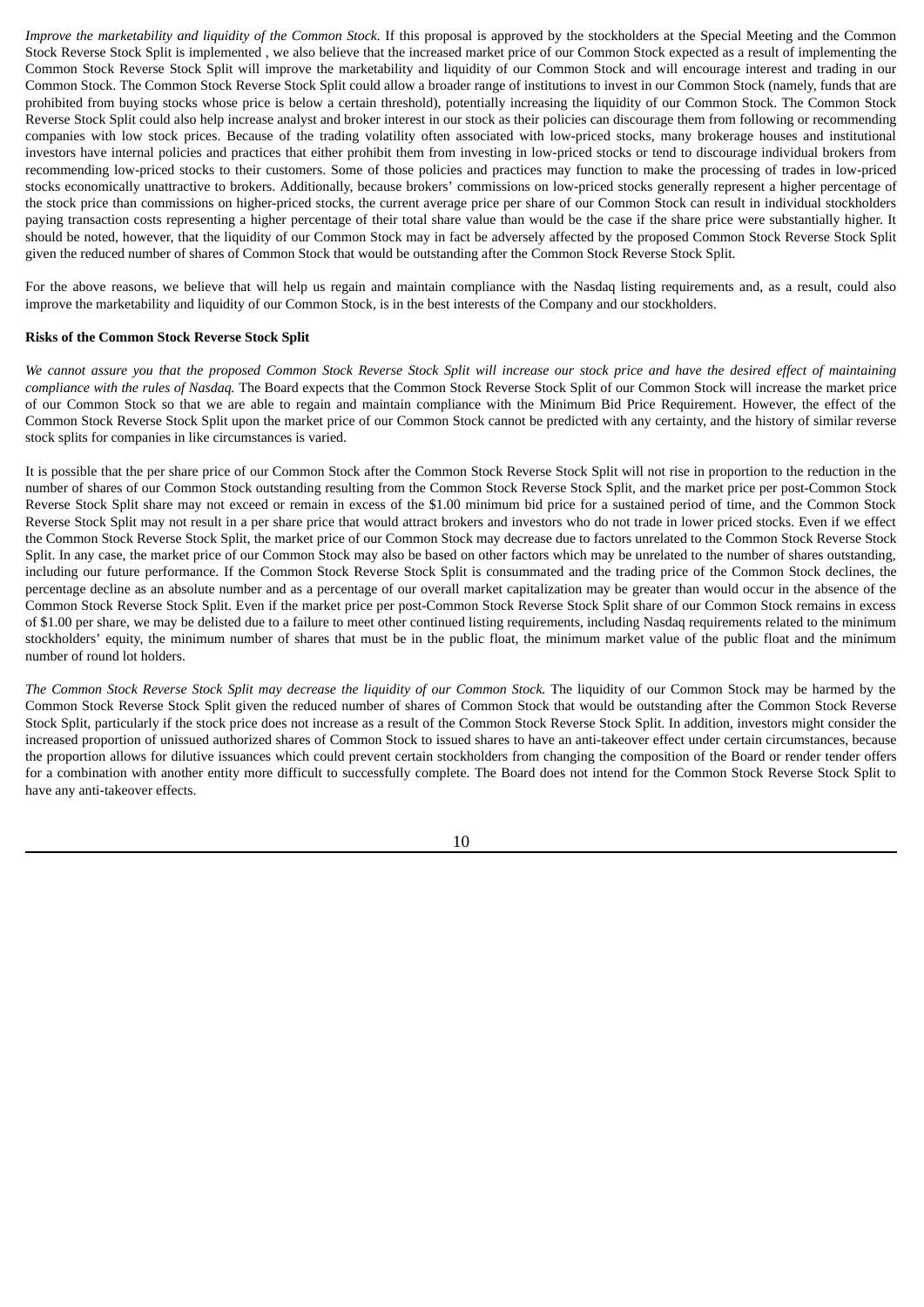*Improve the marketability and liquidity of the Common Stock.* If this proposal is approved by the stockholders at the Special Meeting and the Common Stock Reverse Stock Split is implemented , we also believe that the increased market price of our Common Stock expected as a result of implementing the Common Stock Reverse Stock Split will improve the marketability and liquidity of our Common Stock and will encourage interest and trading in our Common Stock. The Common Stock Reverse Stock Split could allow a broader range of institutions to invest in our Common Stock (namely, funds that are prohibited from buying stocks whose price is below a certain threshold), potentially increasing the liquidity of our Common Stock. The Common Stock Reverse Stock Split could also help increase analyst and broker interest in our stock as their policies can discourage them from following or recommending companies with low stock prices. Because of the trading volatility often associated with low-priced stocks, many brokerage houses and institutional investors have internal policies and practices that either prohibit them from investing in low-priced stocks or tend to discourage individual brokers from recommending low-priced stocks to their customers. Some of those policies and practices may function to make the processing of trades in low-priced stocks economically unattractive to brokers. Additionally, because brokers' commissions on low-priced stocks generally represent a higher percentage of the stock price than commissions on higher-priced stocks, the current average price per share of our Common Stock can result in individual stockholders paying transaction costs representing a higher percentage of their total share value than would be the case if the share price were substantially higher. It should be noted, however, that the liquidity of our Common Stock may in fact be adversely affected by the proposed Common Stock Reverse Stock Split given the reduced number of shares of Common Stock that would be outstanding after the Common Stock Reverse Stock Split.

For the above reasons, we believe that will help us regain and maintain compliance with the Nasdaq listing requirements and, as a result, could also improve the marketability and liquidity of our Common Stock, is in the best interests of the Company and our stockholders.

**Risks of the Common Stock Reverse Stock Split**

*We cannot assure you that the proposed Common Stock Reverse Stock Split will increase our stock price and have the desired effect of maintaining compliance with the rules of Nasdaq.* The Board expects that the Common Stock Reverse Stock Split of our Common Stock will increase the market price of our Common Stock so that we are able to regain and maintain compliance with the Minimum Bid Price Requirement. However, the effect of the Common Stock Reverse Stock Split upon the market price of our Common Stock cannot be predicted with any certainty, and the history of similar reverse stock splits for companies in like circumstances is varied.

It is possible that the per share price of our Common Stock after the Common Stock Reverse Stock Split will not rise in proportion to the reduction in the number of shares of our Common Stock outstanding resulting from the Common Stock Reverse Stock Split, and the market price per post-Common Stock Reverse Stock Split share may not exceed or remain in excess of the $1.00 minimum bid price for a sustained period of time, and the Common Stock Reverse Stock Split may not result in a per share price that would attract brokers and investors who do not trade in lower priced stocks. Even if we effect the Common Stock Reverse Stock Split, the market price of our Common Stock may decrease due to factors unrelated to the Common Stock Reverse Stock Split. In any case, the market price of our Common Stock may also be based on other factors which may be unrelated to the number of shares outstanding, including our future performance. If the Common Stock Reverse Stock Split is consummated and the trading price of the Common Stock declines, the percentage decline as an absolute number and as a percentage of our overall market capitalization may be greater than would occur in the absence of the Common Stock Reverse Stock Split. Even if the market price per post-Common Stock Reverse Stock Split share of our Common Stock remains in excess of $1.00 per share, we may be delisted due to a failure to meet other continued listing requirements, including Nasdaq requirements related to the minimum stockholders' equity, the minimum number of shares that must be in the public float, the minimum market value of the public float and the minimum number of round lot holders.

*The Common Stock Reverse Stock Split may decrease the liquidity of our Common Stock.* The liquidity of our Common Stock may be harmed by the Common Stock Reverse Stock Split given the reduced number of shares of Common Stock that would be outstanding after the Common Stock Reverse Stock Split, particularly if the stock price does not increase as a result of the Common Stock Reverse Stock Split. In addition, investors might consider the increased proportion of unissued authorized shares of Common Stock to issued shares to have an anti-takeover effect under certain circumstances, because the proportion allows for dilutive issuances which could prevent certain stockholders from changing the composition of the Board or render tender offers for a combination with another entity more difficult to successfully complete. The Board does not intend for the Common Stock Reverse Stock Split to have any anti-takeover effects.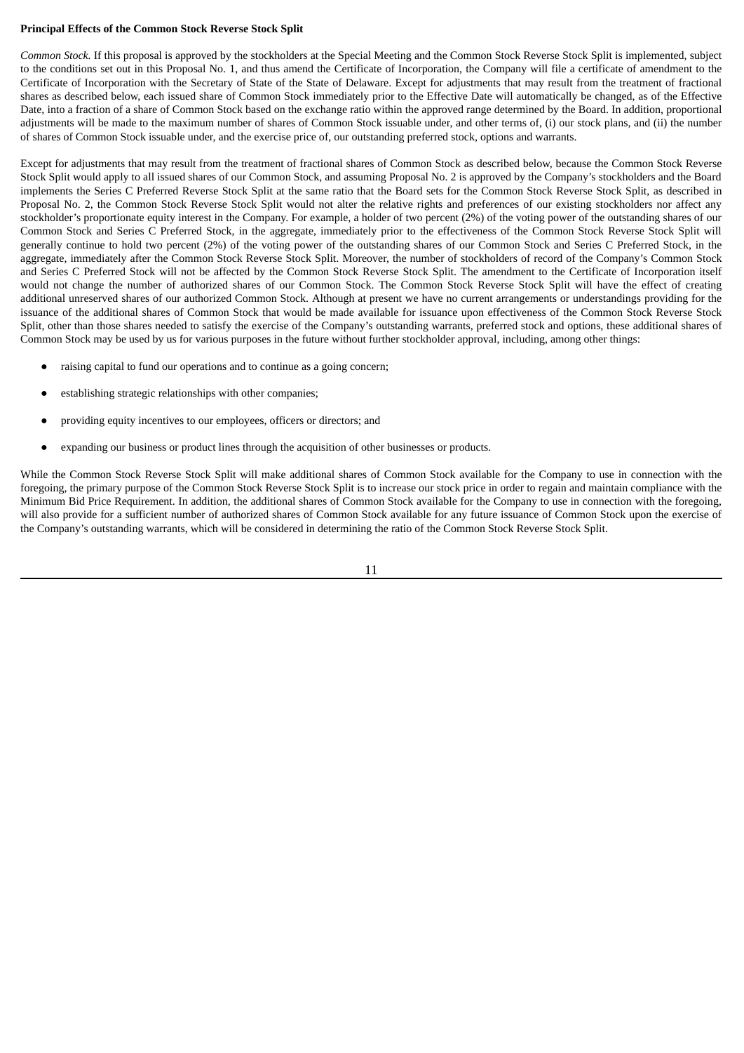**Principal Effects of the Common Stock Reverse Stock Split**

*Common Stock*. If this proposal is approved by the stockholders at the Special Meeting and the Common Stock Reverse Stock Split is implemented, subject to the conditions set out in this Proposal No. 1, and thus amend the Certificate of Incorporation, the Company will file a certificate of amendment to the Certificate of Incorporation with the Secretary of State of the State of Delaware. Except for adjustments that may result from the treatment of fractional shares as described below, each issued share of Common Stock immediately prior to the Effective Date will automatically be changed, as of the Effective Date, into a fraction of a share of Common Stock based on the exchange ratio within the approved range determined by the Board. In addition, proportional adjustments will be made to the maximum number of shares of Common Stock issuable under, and other terms of, (i) our stock plans, and (ii) the number of shares of Common Stock issuable under, and the exercise price of, our outstanding preferred stock, options and warrants.

Except for adjustments that may result from the treatment of fractional shares of Common Stock as described below, because the Common Stock Reverse Stock Split would apply to all issued shares of our Common Stock, and assuming Proposal No. 2 is approved by the Company's stockholders and the Board implements the Series C Preferred Reverse Stock Split at the same ratio that the Board sets for the Common Stock Reverse Stock Split, as described in Proposal No. 2, the Common Stock Reverse Stock Split would not alter the relative rights and preferences of our existing stockholders nor affect any stockholder's proportionate equity interest in the Company. For example, a holder of two percent (2%) of the voting power of the outstanding shares of our Common Stock and Series C Preferred Stock, in the aggregate, immediately prior to the effectiveness of the Common Stock Reverse Stock Split will generally continue to hold two percent (2%) of the voting power of the outstanding shares of our Common Stock and Series C Preferred Stock, in the aggregate, immediately after the Common Stock Reverse Stock Split. Moreover, the number of stockholders of record of the Company's Common Stock and Series C Preferred Stock will not be affected by the Common Stock Reverse Stock Split. The amendment to the Certificate of Incorporation itself would not change the number of authorized shares of our Common Stock. The Common Stock Reverse Stock Split will have the effect of creating additional unreserved shares of our authorized Common Stock. Although at present we have no current arrangements or understandings providing for the issuance of the additional shares of Common Stock that would be made available for issuance upon effectiveness of the Common Stock Reverse Stock Split, other than those shares needed to satisfy the exercise of the Company's outstanding warrants, preferred stock and options, these additional shares of Common Stock may be used by us for various purposes in the future without further stockholder approval, including, among other things:

- raising capital to fund our operations and to continue as a going concern;
- establishing strategic relationships with other companies;
- providing equity incentives to our employees, officers or directors; and
- expanding our business or product lines through the acquisition of other businesses or products.

While the Common Stock Reverse Stock Split will make additional shares of Common Stock available for the Company to use in connection with the foregoing, the primary purpose of the Common Stock Reverse Stock Split is to increase our stock price in order to regain and maintain compliance with the Minimum Bid Price Requirement. In addition, the additional shares of Common Stock available for the Company to use in connection with the foregoing, will also provide for a sufficient number of authorized shares of Common Stock available for any future issuance of Common Stock upon the exercise of the Company's outstanding warrants, which will be considered in determining the ratio of the Common Stock Reverse Stock Split.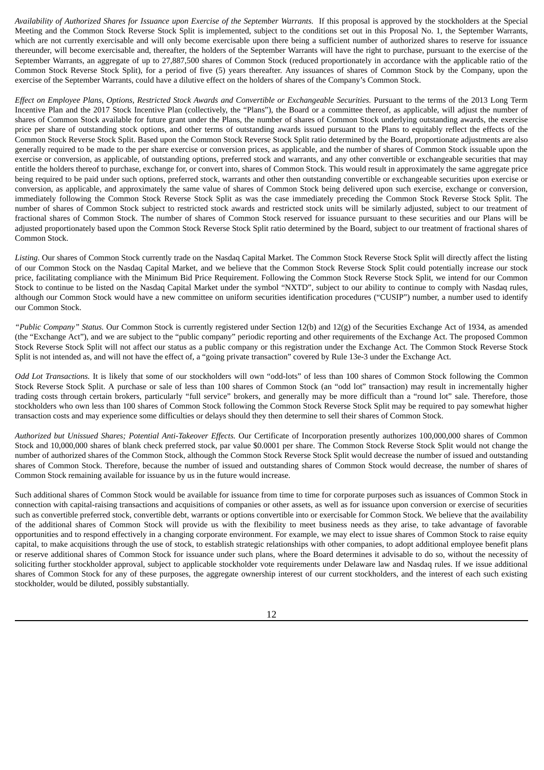*Availability of Authorized Shares for Issuance upon Exercise of the September Warrants.* If this proposal is approved by the stockholders at the Special Meeting and the Common Stock Reverse Stock Split is implemented, subject to the conditions set out in this Proposal No. 1, the September Warrants, which are not currently exercisable and will only become exercisable upon there being a sufficient number of authorized shares to reserve for issuance thereunder, will become exercisable and, thereafter, the holders of the September Warrants will have the right to purchase, pursuant to the exercise of the September Warrants, an aggregate of up to 27,887,500 shares of Common Stock (reduced proportionately in accordance with the applicable ratio of the Common Stock Reverse Stock Split), for a period of five (5) years thereafter. Any issuances of shares of Common Stock by the Company, upon the exercise of the September Warrants, could have a dilutive effect on the holders of shares of the Company's Common Stock.

*Effect on Employee Plans, Options, Restricted Stock Awards and Convertible or Exchangeable Securities.* Pursuant to the terms of the 2013 Long Term Incentive Plan and the 2017 Stock Incentive Plan (collectively, the "Plans"), the Board or a committee thereof, as applicable, will adjust the number of shares of Common Stock available for future grant under the Plans, the number of shares of Common Stock underlying outstanding awards, the exercise price per share of outstanding stock options, and other terms of outstanding awards issued pursuant to the Plans to equitably reflect the effects of the Common Stock Reverse Stock Split. Based upon the Common Stock Reverse Stock Split ratio determined by the Board, proportionate adjustments are also generally required to be made to the per share exercise or conversion prices, as applicable, and the number of shares of Common Stock issuable upon the exercise or conversion, as applicable, of outstanding options, preferred stock and warrants, and any other convertible or exchangeable securities that may entitle the holders thereof to purchase, exchange for, or convert into, shares of Common Stock. This would result in approximately the same aggregate price being required to be paid under such options, preferred stock, warrants and other then outstanding convertible or exchangeable securities upon exercise or conversion, as applicable, and approximately the same value of shares of Common Stock being delivered upon such exercise, exchange or conversion, immediately following the Common Stock Reverse Stock Split as was the case immediately preceding the Common Stock Reverse Stock Split. The number of shares of Common Stock subject to restricted stock awards and restricted stock units will be similarly adjusted, subject to our treatment of fractional shares of Common Stock. The number of shares of Common Stock reserved for issuance pursuant to these securities and our Plans will be adjusted proportionately based upon the Common Stock Reverse Stock Split ratio determined by the Board, subject to our treatment of fractional shares of Common Stock.

*Listing.* Our shares of Common Stock currently trade on the Nasdaq Capital Market. The Common Stock Reverse Stock Split will directly affect the listing of our Common Stock on the Nasdaq Capital Market, and we believe that the Common Stock Reverse Stock Split could potentially increase our stock price, facilitating compliance with the Minimum Bid Price Requirement. Following the Common Stock Reverse Stock Split, we intend for our Common Stock to continue to be listed on the Nasdaq Capital Market under the symbol "NXTD", subject to our ability to continue to comply with Nasdaq rules, although our Common Stock would have a new committee on uniform securities identification procedures ("CUSIP") number, a number used to identify our Common Stock.

*"Public Company" Status.* Our Common Stock is currently registered under Section 12(b) and 12(g) of the Securities Exchange Act of 1934, as amended (the "Exchange Act"), and we are subject to the "public company" periodic reporting and other requirements of the Exchange Act. The proposed Common Stock Reverse Stock Split will not affect our status as a public company or this registration under the Exchange Act. The Common Stock Reverse Stock Split is not intended as, and will not have the effect of, a "going private transaction" covered by Rule 13e-3 under the Exchange Act.

*Odd Lot Transactions.* It is likely that some of our stockholders will own "odd-lots" of less than 100 shares of Common Stock following the Common Stock Reverse Stock Split. A purchase or sale of less than 100 shares of Common Stock (an "odd lot" transaction) may result in incrementally higher trading costs through certain brokers, particularly "full service" brokers, and generally may be more difficult than a "round lot" sale. Therefore, those stockholders who own less than 100 shares of Common Stock following the Common Stock Reverse Stock Split may be required to pay somewhat higher transaction costs and may experience some difficulties or delays should they then determine to sell their shares of Common Stock.

*Authorized but Unissued Shares; Potential Anti-Takeover Effects.* Our Certificate of Incorporation presently authorizes 100,000,000 shares of Common Stock and 10,000,000 shares of blank check preferred stock, par value $0.0001 per share. The Common Stock Reverse Stock Split would not change the number of authorized shares of the Common Stock, although the Common Stock Reverse Stock Split would decrease the number of issued and outstanding shares of Common Stock. Therefore, because the number of issued and outstanding shares of Common Stock would decrease, the number of shares of Common Stock remaining available for issuance by us in the future would increase.

Such additional shares of Common Stock would be available for issuance from time to time for corporate purposes such as issuances of Common Stock in connection with capital-raising transactions and acquisitions of companies or other assets, as well as for issuance upon conversion or exercise of securities such as convertible preferred stock, convertible debt, warrants or options convertible into or exercisable for Common Stock. We believe that the availability of the additional shares of Common Stock will provide us with the flexibility to meet business needs as they arise, to take advantage of favorable opportunities and to respond effectively in a changing corporate environment. For example, we may elect to issue shares of Common Stock to raise equity capital, to make acquisitions through the use of stock, to establish strategic relationships with other companies, to adopt additional employee benefit plans or reserve additional shares of Common Stock for issuance under such plans, where the Board determines it advisable to do so, without the necessity of soliciting further stockholder approval, subject to applicable stockholder vote requirements under Delaware law and Nasdaq rules. If we issue additional shares of Common Stock for any of these purposes, the aggregate ownership interest of our current stockholders, and the interest of each such existing stockholder, would be diluted, possibly substantially.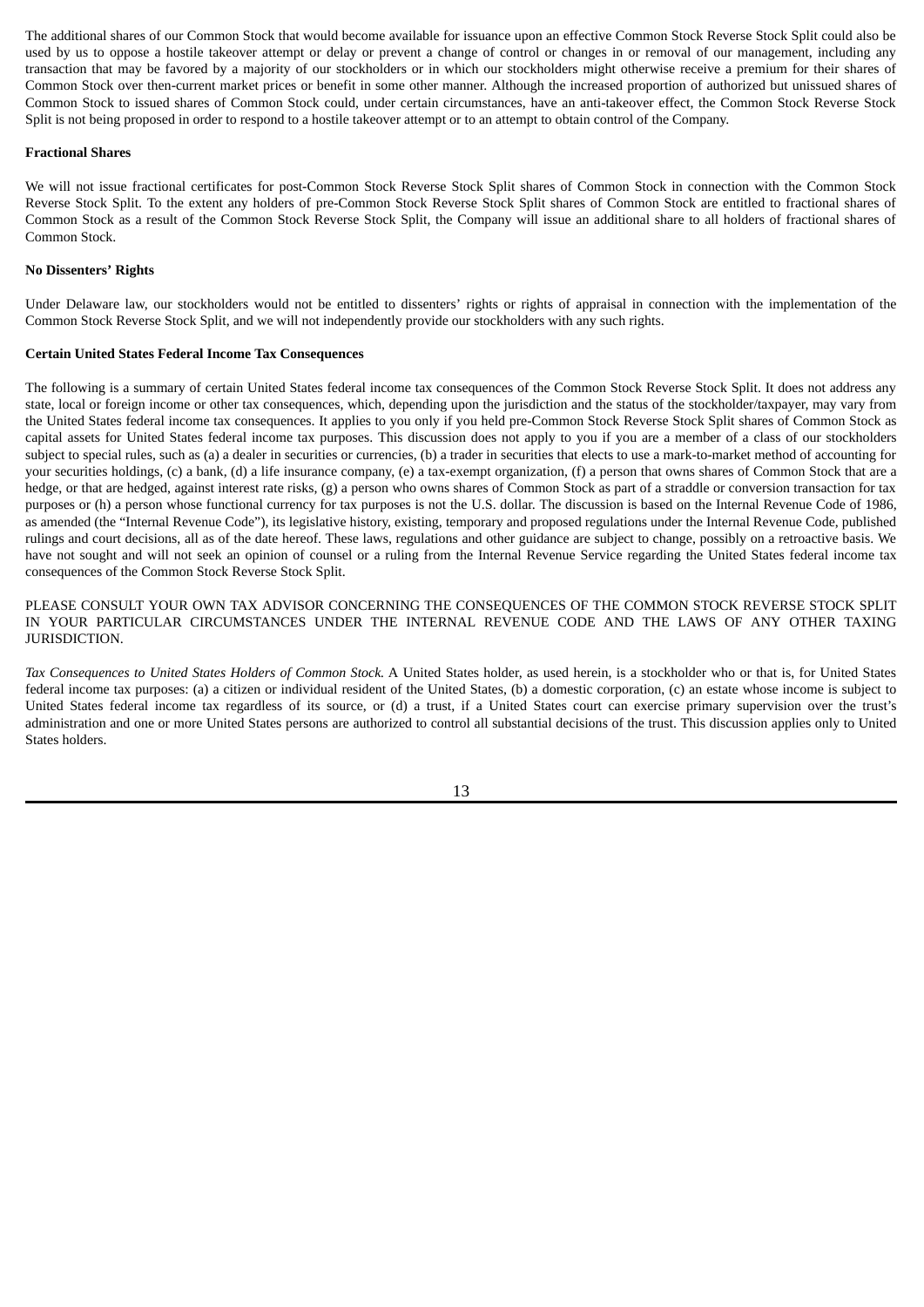The additional shares of our Common Stock that would become available for issuance upon an effective Common Stock Reverse Stock Split could also be used by us to oppose a hostile takeover attempt or delay or prevent a change of control or changes in or removal of our management, including any transaction that may be favored by a majority of our stockholders or in which our stockholders might otherwise receive a premium for their shares of Common Stock over then-current market prices or benefit in some other manner. Although the increased proportion of authorized but unissued shares of Common Stock to issued shares of Common Stock could, under certain circumstances, have an anti-takeover effect, the Common Stock Reverse Stock Split is not being proposed in order to respond to a hostile takeover attempt or to an attempt to obtain control of the Company.

**Fractional Shares**

We will not issue fractional certificates for post-Common Stock Reverse Stock Split shares of Common Stock in connection with the Common Stock Reverse Stock Split. To the extent any holders of pre-Common Stock Reverse Stock Split shares of Common Stock are entitled to fractional shares of Common Stock as a result of the Common Stock Reverse Stock Split, the Company will issue an additional share to all holders of fractional shares of Common Stock.

**No Dissenters' Rights**

Under Delaware law, our stockholders would not be entitled to dissenters' rights or rights of appraisal in connection with the implementation of the Common Stock Reverse Stock Split, and we will not independently provide our stockholders with any such rights.

**Certain United States Federal Income Tax Consequences**

The following is a summary of certain United States federal income tax consequences of the Common Stock Reverse Stock Split. It does not address any state, local or foreign income or other tax consequences, which, depending upon the jurisdiction and the status of the stockholder/taxpayer, may vary from the United States federal income tax consequences. It applies to you only if you held pre-Common Stock Reverse Stock Split shares of Common Stock as capital assets for United States federal income tax purposes. This discussion does not apply to you if you are a member of a class of our stockholders subject to special rules, such as (a) a dealer in securities or currencies, (b) a trader in securities that elects to use a mark-to-market method of accounting for your securities holdings, (c) a bank, (d) a life insurance company, (e) a tax-exempt organization, (f) a person that owns shares of Common Stock that are a hedge, or that are hedged, against interest rate risks, (g) a person who owns shares of Common Stock as part of a straddle or conversion transaction for tax purposes or (h) a person whose functional currency for tax purposes is not the U.S. dollar. The discussion is based on the Internal Revenue Code of 1986, as amended (the "Internal Revenue Code"), its legislative history, existing, temporary and proposed regulations under the Internal Revenue Code, published rulings and court decisions, all as of the date hereof. These laws, regulations and other guidance are subject to change, possibly on a retroactive basis. We have not sought and will not seek an opinion of counsel or a ruling from the Internal Revenue Service regarding the United States federal income tax consequences of the Common Stock Reverse Stock Split.

PLEASE CONSULT YOUR OWN TAX ADVISOR CONCERNING THE CONSEQUENCES OF THE COMMON STOCK REVERSE STOCK SPLIT IN YOUR PARTICULAR CIRCUMSTANCES UNDER THE INTERNAL REVENUE CODE AND THE LAWS OF ANY OTHER TAXING JURISDICTION.

*Tax Consequences to United States Holders of Common Stock.* A United States holder, as used herein, is a stockholder who or that is, for United States federal income tax purposes: (a) a citizen or individual resident of the United States, (b) a domestic corporation, (c) an estate whose income is subject to United States federal income tax regardless of its source, or (d) a trust, if a United States court can exercise primary supervision over the trust's administration and one or more United States persons are authorized to control all substantial decisions of the trust. This discussion applies only to United States holders.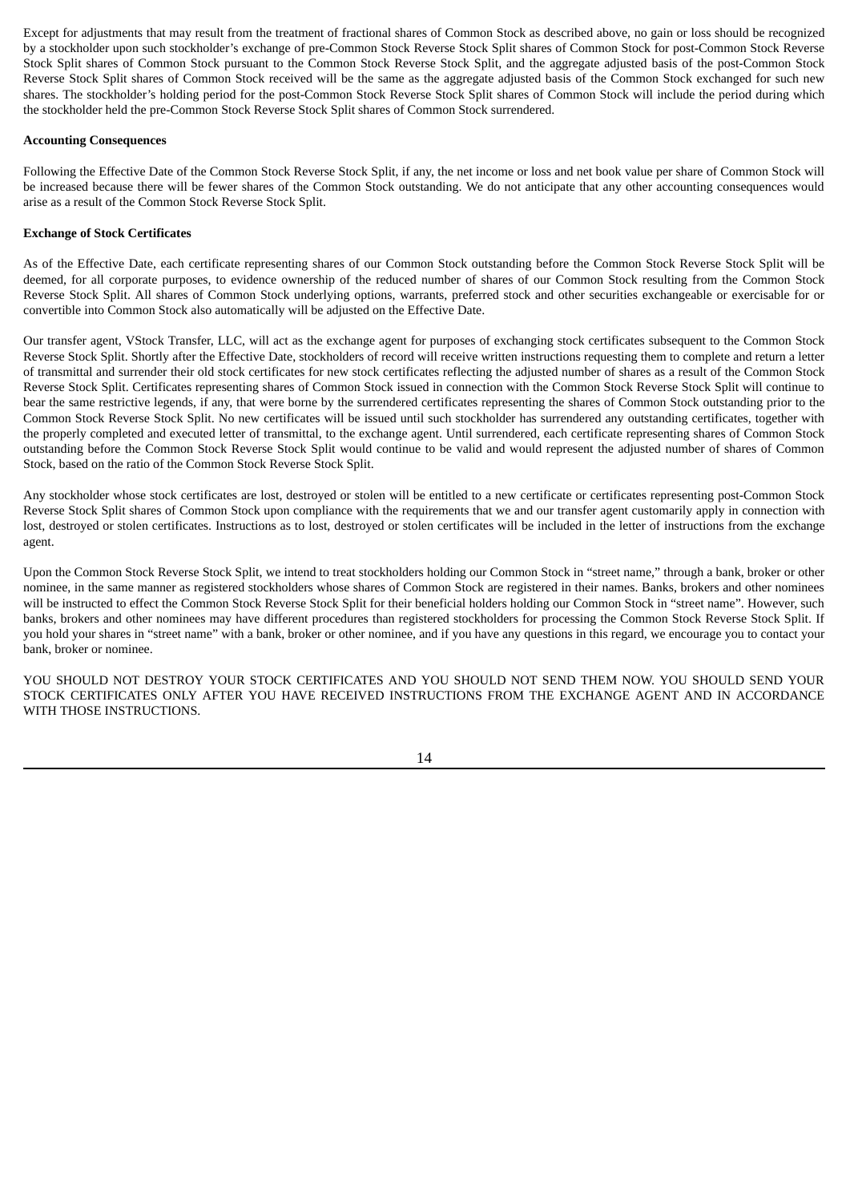Except for adjustments that may result from the treatment of fractional shares of Common Stock as described above, no gain or loss should be recognized by a stockholder upon such stockholder's exchange of pre-Common Stock Reverse Stock Split shares of Common Stock for post-Common Stock Reverse Stock Split shares of Common Stock pursuant to the Common Stock Reverse Stock Split, and the aggregate adjusted basis of the post-Common Stock Reverse Stock Split shares of Common Stock received will be the same as the aggregate adjusted basis of the Common Stock exchanged for such new shares. The stockholder's holding period for the post-Common Stock Reverse Stock Split shares of Common Stock will include the period during which the stockholder held the pre-Common Stock Reverse Stock Split shares of Common Stock surrendered.

**Accounting Consequences**

Following the Effective Date of the Common Stock Reverse Stock Split, if any, the net income or loss and net book value per share of Common Stock will be increased because there will be fewer shares of the Common Stock outstanding. We do not anticipate that any other accounting consequences would arise as a result of the Common Stock Reverse Stock Split.

**Exchange of Stock Certificates**

As of the Effective Date, each certificate representing shares of our Common Stock outstanding before the Common Stock Reverse Stock Split will be deemed, for all corporate purposes, to evidence ownership of the reduced number of shares of our Common Stock resulting from the Common Stock Reverse Stock Split. All shares of Common Stock underlying options, warrants, preferred stock and other securities exchangeable or exercisable for or convertible into Common Stock also automatically will be adjusted on the Effective Date.

Our transfer agent, VStock Transfer, LLC, will act as the exchange agent for purposes of exchanging stock certificates subsequent to the Common Stock Reverse Stock Split. Shortly after the Effective Date, stockholders of record will receive written instructions requesting them to complete and return a letter of transmittal and surrender their old stock certificates for new stock certificates reflecting the adjusted number of shares as a result of the Common Stock Reverse Stock Split. Certificates representing shares of Common Stock issued in connection with the Common Stock Reverse Stock Split will continue to bear the same restrictive legends, if any, that were borne by the surrendered certificates representing the shares of Common Stock outstanding prior to the Common Stock Reverse Stock Split. No new certificates will be issued until such stockholder has surrendered any outstanding certificates, together with the properly completed and executed letter of transmittal, to the exchange agent. Until surrendered, each certificate representing shares of Common Stock outstanding before the Common Stock Reverse Stock Split would continue to be valid and would represent the adjusted number of shares of Common Stock, based on the ratio of the Common Stock Reverse Stock Split.

Any stockholder whose stock certificates are lost, destroyed or stolen will be entitled to a new certificate or certificates representing post-Common Stock Reverse Stock Split shares of Common Stock upon compliance with the requirements that we and our transfer agent customarily apply in connection with lost, destroyed or stolen certificates. Instructions as to lost, destroyed or stolen certificates will be included in the letter of instructions from the exchange agent.

Upon the Common Stock Reverse Stock Split, we intend to treat stockholders holding our Common Stock in "street name," through a bank, broker or other nominee, in the same manner as registered stockholders whose shares of Common Stock are registered in their names. Banks, brokers and other nominees will be instructed to effect the Common Stock Reverse Stock Split for their beneficial holders holding our Common Stock in "street name". However, such banks, brokers and other nominees may have different procedures than registered stockholders for processing the Common Stock Reverse Stock Split. If you hold your shares in "street name" with a bank, broker or other nominee, and if you have any questions in this regard, we encourage you to contact your bank, broker or nominee.

YOU SHOULD NOT DESTROY YOUR STOCK CERTIFICATES AND YOU SHOULD NOT SEND THEM NOW. YOU SHOULD SEND YOUR STOCK CERTIFICATES ONLY AFTER YOU HAVE RECEIVED INSTRUCTIONS FROM THE EXCHANGE AGENT AND IN ACCORDANCE WITH THOSE INSTRUCTIONS.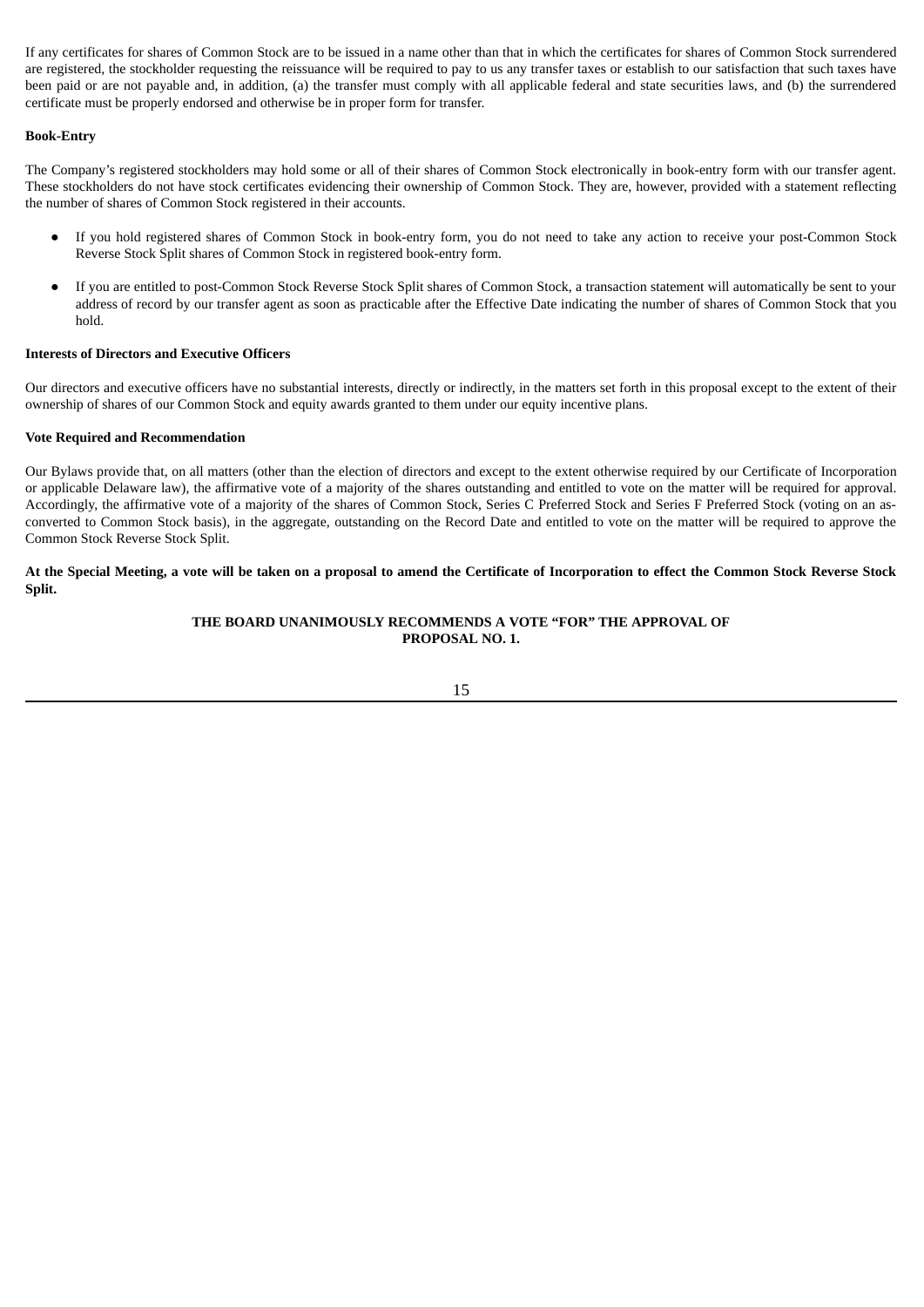If any certificates for shares of Common Stock are to be issued in a name other than that in which the certificates for shares of Common Stock surrendered are registered, the stockholder requesting the reissuance will be required to pay to us any transfer taxes or establish to our satisfaction that such taxes have been paid or are not payable and, in addition, (a) the transfer must comply with all applicable federal and state securities laws, and (b) the surrendered certificate must be properly endorsed and otherwise be in proper form for transfer.

**Book-Entry**

The Company's registered stockholders may hold some or all of their shares of Common Stock electronically in book-entry form with our transfer agent. These stockholders do not have stock certificates evidencing their ownership of Common Stock. They are, however, provided with a statement reflecting the number of shares of Common Stock registered in their accounts.

- If you hold registered shares of Common Stock in book-entry form, you do not need to take any action to receive your post-Common Stock Reverse Stock Split shares of Common Stock in registered book-entry form.
- If you are entitled to post-Common Stock Reverse Stock Split shares of Common Stock, a transaction statement will automatically be sent to your address of record by our transfer agent as soon as practicable after the Effective Date indicating the number of shares of Common Stock that you hold.

**Interests of Directors and Executive Officers**

Our directors and executive officers have no substantial interests, directly or indirectly, in the matters set forth in this proposal except to the extent of their ownership of shares of our Common Stock and equity awards granted to them under our equity incentive plans.

**Vote Required and Recommendation**

Our Bylaws provide that, on all matters (other than the election of directors and except to the extent otherwise required by our Certificate of Incorporation or applicable Delaware law), the affirmative vote of a majority of the shares outstanding and entitled to vote on the matter will be required for approval. Accordingly, the affirmative vote of a majority of the shares of Common Stock, Series C Preferred Stock and Series F Preferred Stock (voting on an as-converted to Common Stock basis), in the aggregate, outstanding on the Record Date and entitled to vote on the matter will be required to approve the Common Stock Reverse Stock Split.

**At the Special Meeting, a vote will be taken on a proposal to amend the Certificate of Incorporation to effect the Common Stock Reverse Stock Split.**

**THE BOARD UNANIMOUSLY RECOMMENDS A VOTE "FOR" THE APPROVAL OF PROPOSAL NO. 1.**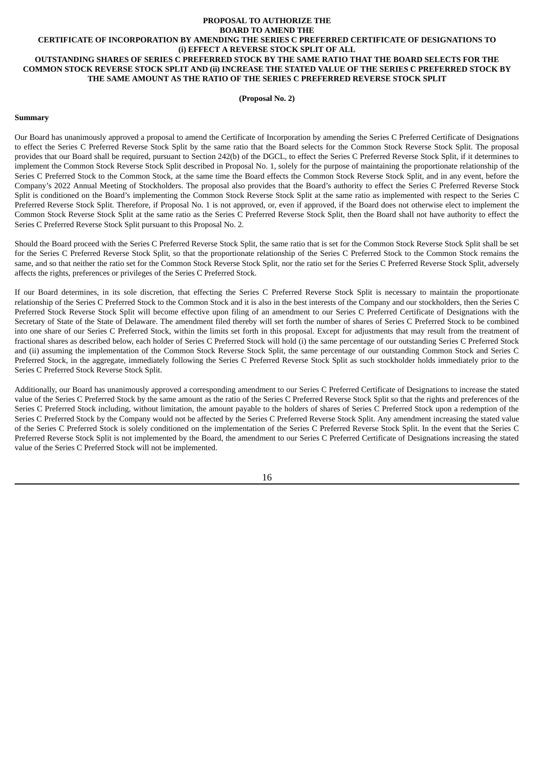## PROPOSAL TO AUTHORIZE THE BOARD TO AMEND THE CERTIFICATE OF INCORPORATION BY AMENDING THE SERIES C PREFERRED CERTIFICATE OF DESIGNATIONS TO (i) EFFECT A REVERSE STOCK SPLIT OF ALL OUTSTANDING SHARES OF SERIES C PREFERRED STOCK BY THE SAME RATIO THAT THE BOARD SELECTS FOR THE COMMON STOCK REVERSE STOCK SPLIT AND (ii) INCREASE THE STATED VALUE OF THE SERIES C PREFERRED STOCK BY THE SAME AMOUNT AS THE RATIO OF THE SERIES C PREFERRED REVERSE STOCK SPLIT

**(Proposal No. 2)**

### Summary

Our Board has unanimously approved a proposal to amend the Certificate of Incorporation by amending the Series C Preferred Certificate of Designations to effect the Series C Preferred Reverse Stock Split by the same ratio that the Board selects for the Common Stock Reverse Stock Split. The proposal provides that our Board shall be required, pursuant to Section 242(b) of the DGCL, to effect the Series C Preferred Reverse Stock Split, if it determines to implement the Common Stock Reverse Stock Split described in Proposal No. 1, solely for the purpose of maintaining the proportionate relationship of the Series C Preferred Stock to the Common Stock, at the same time the Board effects the Common Stock Reverse Stock Split, and in any event, before the Company's 2022 Annual Meeting of Stockholders. The proposal also provides that the Board's authority to effect the Series C Preferred Reverse Stock Split is conditioned on the Board's implementing the Common Stock Reverse Stock Split at the same ratio as implemented with respect to the Series C Preferred Reverse Stock Split. Therefore, if Proposal No. 1 is not approved, or, even if approved, if the Board does not otherwise elect to implement the Common Stock Reverse Stock Split at the same ratio as the Series C Preferred Reverse Stock Split, then the Board shall not have authority to effect the Series C Preferred Reverse Stock Split pursuant to this Proposal No. 2.

Should the Board proceed with the Series C Preferred Reverse Stock Split, the same ratio that is set for the Common Stock Reverse Stock Split shall be set for the Series C Preferred Reverse Stock Split, so that the proportionate relationship of the Series C Preferred Stock to the Common Stock remains the same, and so that neither the ratio set for the Common Stock Reverse Stock Split, nor the ratio set for the Series C Preferred Reverse Stock Split, adversely affects the rights, preferences or privileges of the Series C Preferred Stock.

If our Board determines, in its sole discretion, that effecting the Series C Preferred Reverse Stock Split is necessary to maintain the proportionate relationship of the Series C Preferred Stock to the Common Stock and it is also in the best interests of the Company and our stockholders, then the Series C Preferred Stock Reverse Stock Split will become effective upon filing of an amendment to our Series C Preferred Certificate of Designations with the Secretary of State of the State of Delaware. The amendment filed thereby will set forth the number of shares of Series C Preferred Stock to be combined into one share of our Series C Preferred Stock, within the limits set forth in this proposal. Except for adjustments that may result from the treatment of fractional shares as described below, each holder of Series C Preferred Stock will hold (i) the same percentage of our outstanding Series C Preferred Stock and (ii) assuming the implementation of the Common Stock Reverse Stock Split, the same percentage of our outstanding Common Stock and Series C Preferred Stock, in the aggregate, immediately following the Series C Preferred Reverse Stock Split as such stockholder holds immediately prior to the Series C Preferred Stock Reverse Stock Split.

Additionally, our Board has unanimously approved a corresponding amendment to our Series C Preferred Certificate of Designations to increase the stated value of the Series C Preferred Stock by the same amount as the ratio of the Series C Preferred Reverse Stock Split so that the rights and preferences of the Series C Preferred Stock including, without limitation, the amount payable to the holders of shares of Series C Preferred Stock upon a redemption of the Series C Preferred Stock by the Company would not be affected by the Series C Preferred Reverse Stock Split. Any amendment increasing the stated value of the Series C Preferred Stock is solely conditioned on the implementation of the Series C Preferred Reverse Stock Split. In the event that the Series C Preferred Reverse Stock Split is not implemented by the Board, the amendment to our Series C Preferred Certificate of Designations increasing the stated value of the Series C Preferred Stock will not be implemented.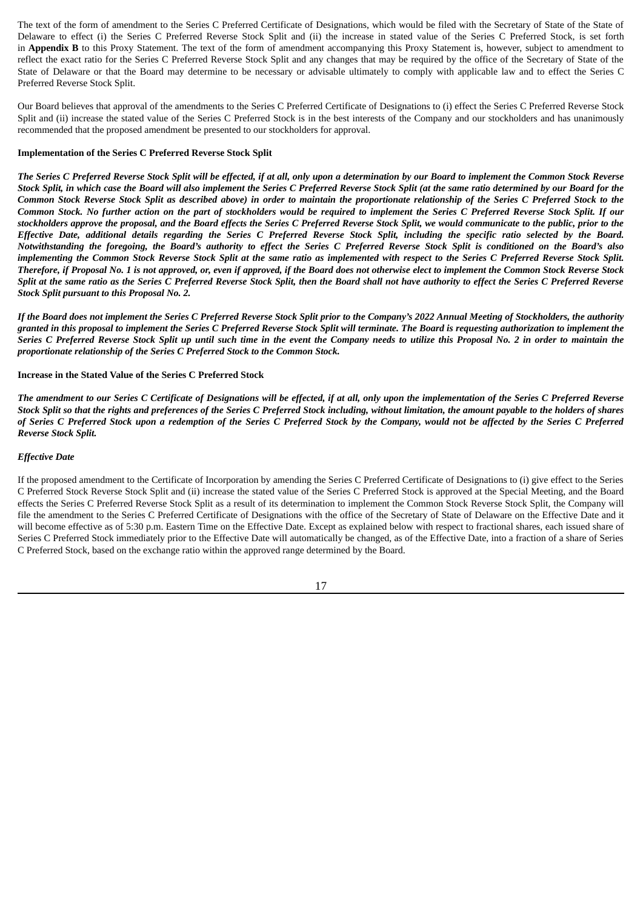The text of the form of amendment to the Series C Preferred Certificate of Designations, which would be filed with the Secretary of State of the State of Delaware to effect (i) the Series C Preferred Reverse Stock Split and (ii) the increase in stated value of the Series C Preferred Stock, is set forth in **Appendix B** to this Proxy Statement. The text of the form of amendment accompanying this Proxy Statement is, however, subject to amendment to reflect the exact ratio for the Series C Preferred Reverse Stock Split and any changes that may be required by the office of the Secretary of State of the State of Delaware or that the Board may determine to be necessary or advisable ultimately to comply with applicable law and to effect the Series C Preferred Reverse Stock Split.

Our Board believes that approval of the amendments to the Series C Preferred Certificate of Designations to (i) effect the Series C Preferred Reverse Stock Split and (ii) increase the stated value of the Series C Preferred Stock is in the best interests of the Company and our stockholders and has unanimously recommended that the proposed amendment be presented to our stockholders for approval.

**Implementation of the Series C Preferred Reverse Stock Split**

***The Series C Preferred Reverse Stock Split will be effected, if at all, only upon a determination by our Board to implement the Common Stock Reverse Stock Split, in which case the Board will also implement the Series C Preferred Reverse Stock Split (at the same ratio determined by our Board for the Common Stock Reverse Stock Split as described above) in order to maintain the proportionate relationship of the Series C Preferred Stock to the Common Stock. No further action on the part of stockholders would be required to implement the Series C Preferred Reverse Stock Split. If our stockholders approve the proposal, and the Board effects the Series C Preferred Reverse Stock Split, we would communicate to the public, prior to the Effective Date, additional details regarding the Series C Preferred Reverse Stock Split, including the specific ratio selected by the Board. Notwithstanding the foregoing, the Board's authority to effect the Series C Preferred Reverse Stock Split is conditioned on the Board's also implementing the Common Stock Reverse Stock Split at the same ratio as implemented with respect to the Series C Preferred Reverse Stock Split. Therefore, if Proposal No. 1 is not approved, or, even if approved, if the Board does not otherwise elect to implement the Common Stock Reverse Stock Split at the same ratio as the Series C Preferred Reverse Stock Split, then the Board shall not have authority to effect the Series C Preferred Reverse Stock Split pursuant to this Proposal No. 2.***

***If the Board does not implement the Series C Preferred Reverse Stock Split prior to the Company's 2022 Annual Meeting of Stockholders, the authority granted in this proposal to implement the Series C Preferred Reverse Stock Split will terminate. The Board is requesting authorization to implement the Series C Preferred Reverse Stock Split up until such time in the event the Company needs to utilize this Proposal No. 2 in order to maintain the proportionate relationship of the Series C Preferred Stock to the Common Stock.***

**Increase in the Stated Value of the Series C Preferred Stock**

***The amendment to our Series C Certificate of Designations will be effected, if at all, only upon the implementation of the Series C Preferred Reverse Stock Split so that the rights and preferences of the Series C Preferred Stock including, without limitation, the amount payable to the holders of shares of Series C Preferred Stock upon a redemption of the Series C Preferred Stock by the Company, would not be affected by the Series C Preferred Reverse Stock Split.***

***Effective Date***

If the proposed amendment to the Certificate of Incorporation by amending the Series C Preferred Certificate of Designations to (i) give effect to the Series C Preferred Stock Reverse Stock Split and (ii) increase the stated value of the Series C Preferred Stock is approved at the Special Meeting, and the Board effects the Series C Preferred Reverse Stock Split as a result of its determination to implement the Common Stock Reverse Stock Split, the Company will file the amendment to the Series C Preferred Certificate of Designations with the office of the Secretary of State of Delaware on the Effective Date and it will become effective as of 5:30 p.m. Eastern Time on the Effective Date. Except as explained below with respect to fractional shares, each issued share of Series C Preferred Stock immediately prior to the Effective Date will automatically be changed, as of the Effective Date, into a fraction of a share of Series C Preferred Stock, based on the exchange ratio within the approved range determined by the Board.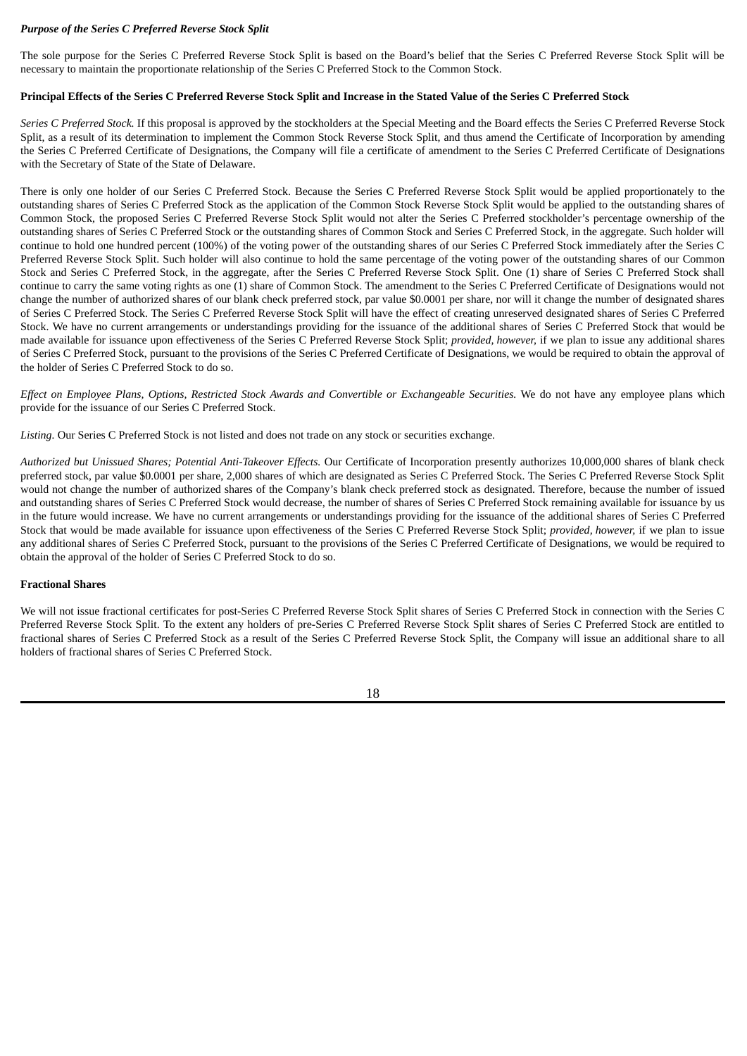***Purpose of the Series C Preferred Reverse Stock Split***

The sole purpose for the Series C Preferred Reverse Stock Split is based on the Board's belief that the Series C Preferred Reverse Stock Split will be necessary to maintain the proportionate relationship of the Series C Preferred Stock to the Common Stock.

**Principal Effects of the Series C Preferred Reverse Stock Split and Increase in the Stated Value of the Series C Preferred Stock**

*Series C Preferred Stock.* If this proposal is approved by the stockholders at the Special Meeting and the Board effects the Series C Preferred Reverse Stock Split, as a result of its determination to implement the Common Stock Reverse Stock Split, and thus amend the Certificate of Incorporation by amending the Series C Preferred Certificate of Designations, the Company will file a certificate of amendment to the Series C Preferred Certificate of Designations with the Secretary of State of the State of Delaware.

There is only one holder of our Series C Preferred Stock. Because the Series C Preferred Reverse Stock Split would be applied proportionately to the outstanding shares of Series C Preferred Stock as the application of the Common Stock Reverse Stock Split would be applied to the outstanding shares of Common Stock, the proposed Series C Preferred Reverse Stock Split would not alter the Series C Preferred stockholder's percentage ownership of the outstanding shares of Series C Preferred Stock or the outstanding shares of Common Stock and Series C Preferred Stock, in the aggregate. Such holder will continue to hold one hundred percent (100%) of the voting power of the outstanding shares of our Series C Preferred Stock immediately after the Series C Preferred Reverse Stock Split. Such holder will also continue to hold the same percentage of the voting power of the outstanding shares of our Common Stock and Series C Preferred Stock, in the aggregate, after the Series C Preferred Reverse Stock Split. One (1) share of Series C Preferred Stock shall continue to carry the same voting rights as one (1) share of Common Stock. The amendment to the Series C Preferred Certificate of Designations would not change the number of authorized shares of our blank check preferred stock, par value $0.0001 per share, nor will it change the number of designated shares of Series C Preferred Stock. The Series C Preferred Reverse Stock Split will have the effect of creating unreserved designated shares of Series C Preferred Stock. We have no current arrangements or understandings providing for the issuance of the additional shares of Series C Preferred Stock that would be made available for issuance upon effectiveness of the Series C Preferred Reverse Stock Split; *provided, however,* if we plan to issue any additional shares of Series C Preferred Stock, pursuant to the provisions of the Series C Preferred Certificate of Designations, we would be required to obtain the approval of the holder of Series C Preferred Stock to do so.

*Effect on Employee Plans, Options, Restricted Stock Awards and Convertible or Exchangeable Securities.* We do not have any employee plans which provide for the issuance of our Series C Preferred Stock.

*Listing.* Our Series C Preferred Stock is not listed and does not trade on any stock or securities exchange.

*Authorized but Unissued Shares; Potential Anti-Takeover Effects.* Our Certificate of Incorporation presently authorizes 10,000,000 shares of blank check preferred stock, par value $0.0001 per share, 2,000 shares of which are designated as Series C Preferred Stock. The Series C Preferred Reverse Stock Split would not change the number of authorized shares of the Company's blank check preferred stock as designated. Therefore, because the number of issued and outstanding shares of Series C Preferred Stock would decrease, the number of shares of Series C Preferred Stock remaining available for issuance by us in the future would increase. We have no current arrangements or understandings providing for the issuance of the additional shares of Series C Preferred Stock that would be made available for issuance upon effectiveness of the Series C Preferred Reverse Stock Split; *provided, however,* if we plan to issue any additional shares of Series C Preferred Stock, pursuant to the provisions of the Series C Preferred Certificate of Designations, we would be required to obtain the approval of the holder of Series C Preferred Stock to do so.

**Fractional Shares**

We will not issue fractional certificates for post-Series C Preferred Reverse Stock Split shares of Series C Preferred Stock in connection with the Series C Preferred Reverse Stock Split. To the extent any holders of pre-Series C Preferred Reverse Stock Split shares of Series C Preferred Stock are entitled to fractional shares of Series C Preferred Stock as a result of the Series C Preferred Reverse Stock Split, the Company will issue an additional share to all holders of fractional shares of Series C Preferred Stock.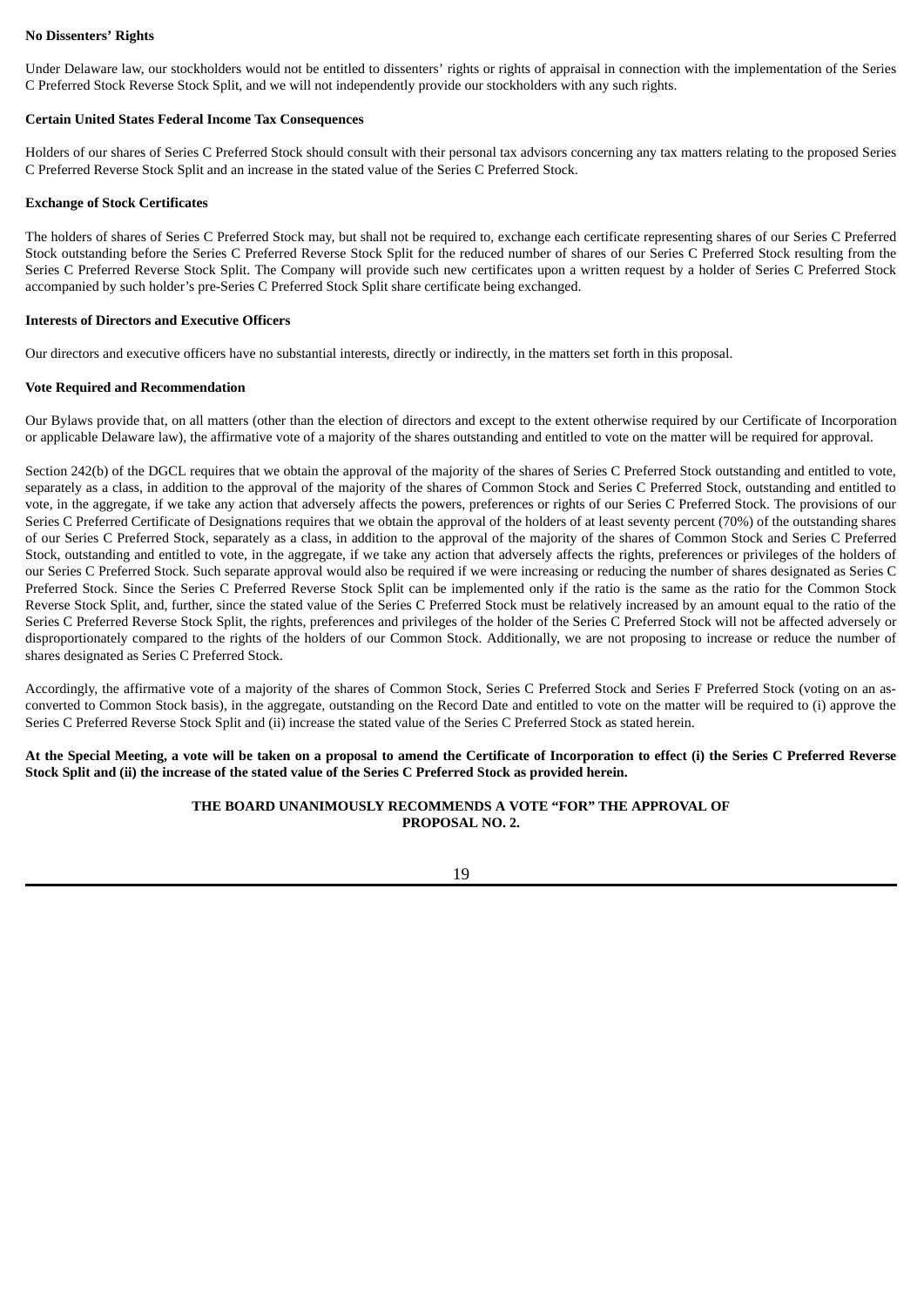**No Dissenters' Rights**

Under Delaware law, our stockholders would not be entitled to dissenters' rights or rights of appraisal in connection with the implementation of the Series C Preferred Stock Reverse Stock Split, and we will not independently provide our stockholders with any such rights.

**Certain United States Federal Income Tax Consequences**

Holders of our shares of Series C Preferred Stock should consult with their personal tax advisors concerning any tax matters relating to the proposed Series C Preferred Reverse Stock Split and an increase in the stated value of the Series C Preferred Stock.

**Exchange of Stock Certificates**

The holders of shares of Series C Preferred Stock may, but shall not be required to, exchange each certificate representing shares of our Series C Preferred Stock outstanding before the Series C Preferred Reverse Stock Split for the reduced number of shares of our Series C Preferred Stock resulting from the Series C Preferred Reverse Stock Split. The Company will provide such new certificates upon a written request by a holder of Series C Preferred Stock accompanied by such holder's pre-Series C Preferred Stock Split share certificate being exchanged.

**Interests of Directors and Executive Officers**

Our directors and executive officers have no substantial interests, directly or indirectly, in the matters set forth in this proposal.

**Vote Required and Recommendation**

Our Bylaws provide that, on all matters (other than the election of directors and except to the extent otherwise required by our Certificate of Incorporation or applicable Delaware law), the affirmative vote of a majority of the shares outstanding and entitled to vote on the matter will be required for approval.

Section 242(b) of the DGCL requires that we obtain the approval of the majority of the shares of Series C Preferred Stock outstanding and entitled to vote, separately as a class, in addition to the approval of the majority of the shares of Common Stock and Series C Preferred Stock, outstanding and entitled to vote, in the aggregate, if we take any action that adversely affects the powers, preferences or rights of our Series C Preferred Stock. The provisions of our Series C Preferred Certificate of Designations requires that we obtain the approval of the holders of at least seventy percent (70%) of the outstanding shares of our Series C Preferred Stock, separately as a class, in addition to the approval of the majority of the shares of Common Stock and Series C Preferred Stock, outstanding and entitled to vote, in the aggregate, if we take any action that adversely affects the rights, preferences or privileges of the holders of our Series C Preferred Stock. Such separate approval would also be required if we were increasing or reducing the number of shares designated as Series C Preferred Stock. Since the Series C Preferred Reverse Stock Split can be implemented only if the ratio is the same as the ratio for the Common Stock Reverse Stock Split, and, further, since the stated value of the Series C Preferred Stock must be relatively increased by an amount equal to the ratio of the Series C Preferred Reverse Stock Split, the rights, preferences and privileges of the holder of the Series C Preferred Stock will not be affected adversely or disproportionately compared to the rights of the holders of our Common Stock. Additionally, we are not proposing to increase or reduce the number of shares designated as Series C Preferred Stock.

Accordingly, the affirmative vote of a majority of the shares of Common Stock, Series C Preferred Stock and Series F Preferred Stock (voting on an as-converted to Common Stock basis), in the aggregate, outstanding on the Record Date and entitled to vote on the matter will be required to (i) approve the Series C Preferred Reverse Stock Split and (ii) increase the stated value of the Series C Preferred Stock as stated herein.

**At the Special Meeting, a vote will be taken on a proposal to amend the Certificate of Incorporation to effect (i) the Series C Preferred Reverse Stock Split and (ii) the increase of the stated value of the Series C Preferred Stock as provided herein.**

**THE BOARD UNANIMOUSLY RECOMMENDS A VOTE "FOR" THE APPROVAL OF PROPOSAL NO. 2.**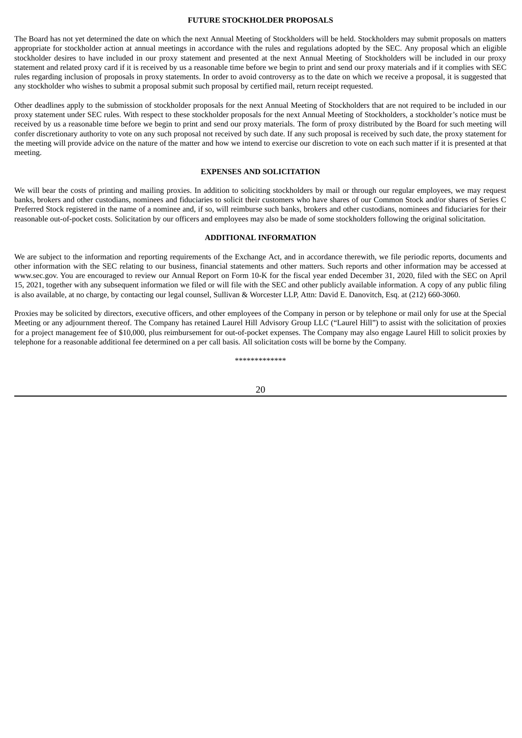## FUTURE STOCKHOLDER PROPOSALS

The Board has not yet determined the date on which the next Annual Meeting of Stockholders will be held. Stockholders may submit proposals on matters appropriate for stockholder action at annual meetings in accordance with the rules and regulations adopted by the SEC. Any proposal which an eligible stockholder desires to have included in our proxy statement and presented at the next Annual Meeting of Stockholders will be included in our proxy statement and related proxy card if it is received by us a reasonable time before we begin to print and send our proxy materials and if it complies with SEC rules regarding inclusion of proposals in proxy statements. In order to avoid controversy as to the date on which we receive a proposal, it is suggested that any stockholder who wishes to submit a proposal submit such proposal by certified mail, return receipt requested.

Other deadlines apply to the submission of stockholder proposals for the next Annual Meeting of Stockholders that are not required to be included in our proxy statement under SEC rules. With respect to these stockholder proposals for the next Annual Meeting of Stockholders, a stockholder's notice must be received by us a reasonable time before we begin to print and send our proxy materials. The form of proxy distributed by the Board for such meeting will confer discretionary authority to vote on any such proposal not received by such date. If any such proposal is received by such date, the proxy statement for the meeting will provide advice on the nature of the matter and how we intend to exercise our discretion to vote on each such matter if it is presented at that meeting.

## EXPENSES AND SOLICITATION

We will bear the costs of printing and mailing proxies. In addition to soliciting stockholders by mail or through our regular employees, we may request banks, brokers and other custodians, nominees and fiduciaries to solicit their customers who have shares of our Common Stock and/or shares of Series C Preferred Stock registered in the name of a nominee and, if so, will reimburse such banks, brokers and other custodians, nominees and fiduciaries for their reasonable out-of-pocket costs. Solicitation by our officers and employees may also be made of some stockholders following the original solicitation.

## ADDITIONAL INFORMATION

We are subject to the information and reporting requirements of the Exchange Act, and in accordance therewith, we file periodic reports, documents and other information with the SEC relating to our business, financial statements and other matters. Such reports and other information may be accessed at www.sec.gov. You are encouraged to review our Annual Report on Form 10-K for the fiscal year ended December 31, 2020, filed with the SEC on April 15, 2021, together with any subsequent information we filed or will file with the SEC and other publicly available information. A copy of any public filing is also available, at no charge, by contacting our legal counsel, Sullivan & Worcester LLP, Attn: David E. Danovitch, Esq. at (212) 660-3060.

Proxies may be solicited by directors, executive officers, and other employees of the Company in person or by telephone or mail only for use at the Special Meeting or any adjournment thereof. The Company has retained Laurel Hill Advisory Group LLC ("Laurel Hill") to assist with the solicitation of proxies for a project management fee of $10,000, plus reimbursement for out-of-pocket expenses. The Company may also engage Laurel Hill to solicit proxies by telephone for a reasonable additional fee determined on a per call basis. All solicitation costs will be borne by the Company.

*************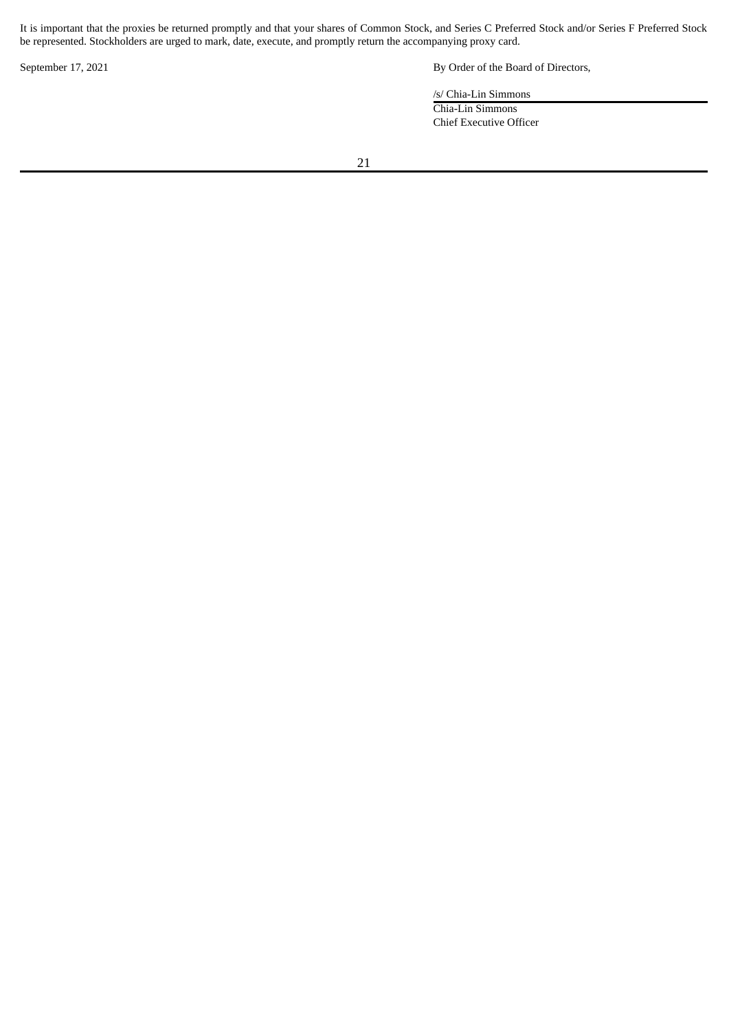It is important that the proxies be returned promptly and that your shares of Common Stock, and Series C Preferred Stock and/or Series F Preferred Stock be represented. Stockholders are urged to mark, date, execute, and promptly return the accompanying proxy card.

September 17, 2021

By Order of the Board of Directors,

/s/ Chia-Lin Simmons

Chia-Lin Simmons
Chief Executive Officer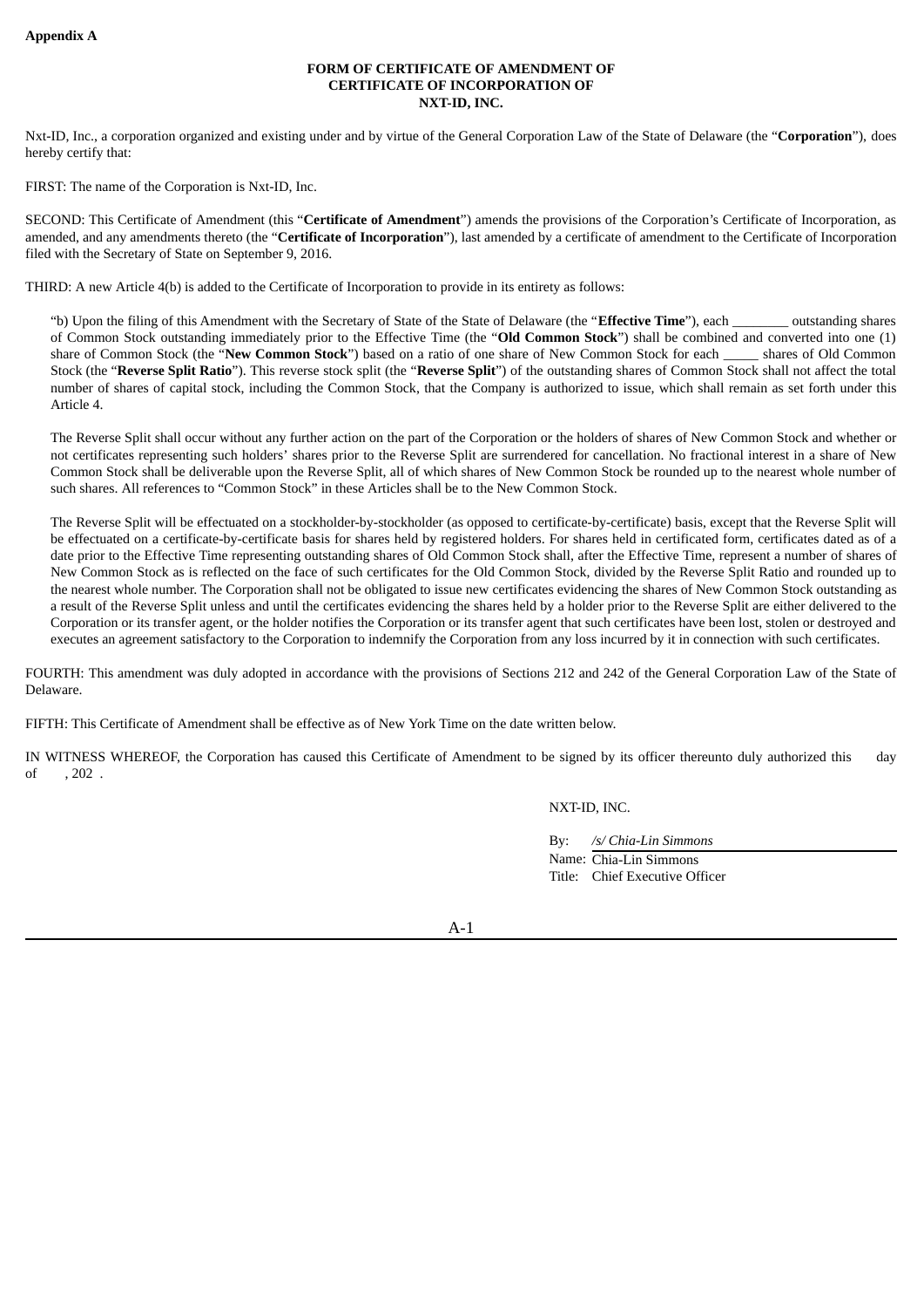**Appendix A**

**FORM OF CERTIFICATE OF AMENDMENT OF**
**CERTIFICATE OF INCORPORATION OF**
**NXT-ID, INC.**

Nxt-ID, Inc., a corporation organized and existing under and by virtue of the General Corporation Law of the State of Delaware (the "**Corporation**"), does hereby certify that:

FIRST: The name of the Corporation is Nxt-ID, Inc.

SECOND: This Certificate of Amendment (this "**Certificate of Amendment**") amends the provisions of the Corporation's Certificate of Incorporation, as amended, and any amendments thereto (the "**Certificate of Incorporation**"), last amended by a certificate of amendment to the Certificate of Incorporation filed with the Secretary of State on September 9, 2016.

THIRD: A new Article 4(b) is added to the Certificate of Incorporation to provide in its entirety as follows:

> "b) Upon the filing of this Amendment with the Secretary of State of the State of Delaware (the "**Effective Time**"), each ________ outstanding shares of Common Stock outstanding immediately prior to the Effective Time (the "**Old Common Stock**") shall be combined and converted into one (1) share of Common Stock (the "**New Common Stock**") based on a ratio of one share of New Common Stock for each _____ shares of Old Common Stock (the "**Reverse Split Ratio**"). This reverse stock split (the "**Reverse Split**") of the outstanding shares of Common Stock shall not affect the total number of shares of capital stock, including the Common Stock, that the Company is authorized to issue, which shall remain as set forth under this Article 4.
>
> The Reverse Split shall occur without any further action on the part of the Corporation or the holders of shares of New Common Stock and whether or not certificates representing such holders' shares prior to the Reverse Split are surrendered for cancellation. No fractional interest in a share of New Common Stock shall be deliverable upon the Reverse Split, all of which shares of New Common Stock be rounded up to the nearest whole number of such shares. All references to "Common Stock" in these Articles shall be to the New Common Stock.
>
> The Reverse Split will be effectuated on a stockholder-by-stockholder (as opposed to certificate-by-certificate) basis, except that the Reverse Split will be effectuated on a certificate-by-certificate basis for shares held by registered holders. For shares held in certificated form, certificates dated as of a date prior to the Effective Time representing outstanding shares of Old Common Stock shall, after the Effective Time, represent a number of shares of New Common Stock as is reflected on the face of such certificates for the Old Common Stock, divided by the Reverse Split Ratio and rounded up to the nearest whole number. The Corporation shall not be obligated to issue new certificates evidencing the shares of New Common Stock outstanding as a result of the Reverse Split unless and until the certificates evidencing the shares held by a holder prior to the Reverse Split are either delivered to the Corporation or its transfer agent, or the holder notifies the Corporation or its transfer agent that such certificates have been lost, stolen or destroyed and executes an agreement satisfactory to the Corporation to indemnify the Corporation from any loss incurred by it in connection with such certificates.

FOURTH: This amendment was duly adopted in accordance with the provisions of Sections 212 and 242 of the General Corporation Law of the State of Delaware.

FIFTH: This Certificate of Amendment shall be effective as of New York Time on the date written below.

IN WITNESS WHEREOF, the Corporation has caused this Certificate of Amendment to be signed by its officer thereunto duly authorized this day of , 202 .

NXT-ID, INC.

By: */s/ Chia-Lin Simmons*
Name: Chia-Lin Simmons
Title: Chief Executive Officer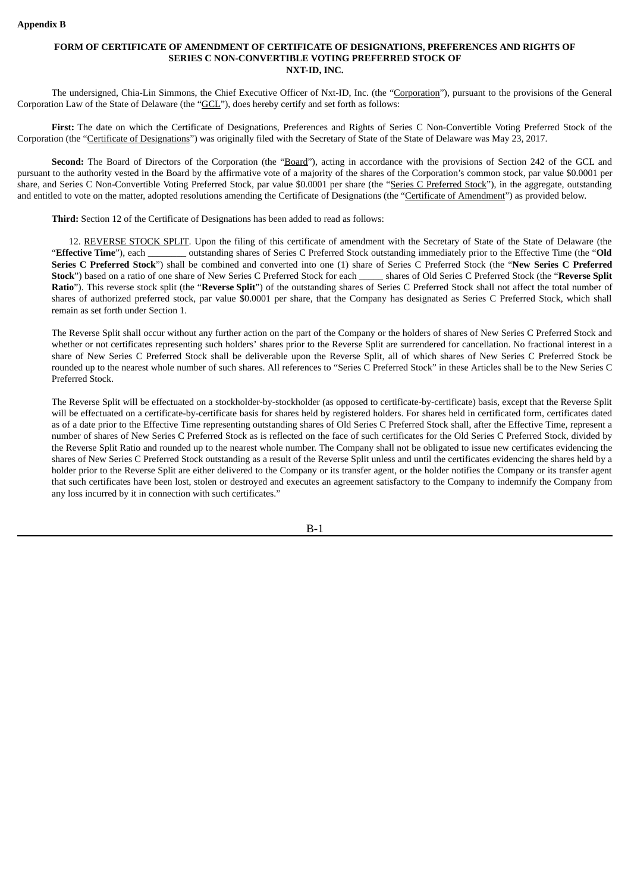**Appendix B**

**FORM OF CERTIFICATE OF AMENDMENT OF CERTIFICATE OF DESIGNATIONS, PREFERENCES AND RIGHTS OF SERIES C NON-CONVERTIBLE VOTING PREFERRED STOCK OF NXT-ID, INC.**

The undersigned, Chia-Lin Simmons, the Chief Executive Officer of Nxt-ID, Inc. (the "Corporation"), pursuant to the provisions of the General Corporation Law of the State of Delaware (the "GCL"), does hereby certify and set forth as follows:

**First:** The date on which the Certificate of Designations, Preferences and Rights of Series C Non-Convertible Voting Preferred Stock of the Corporation (the "Certificate of Designations") was originally filed with the Secretary of State of the State of Delaware was May 23, 2017.

**Second:** The Board of Directors of the Corporation (the "Board"), acting in accordance with the provisions of Section 242 of the GCL and pursuant to the authority vested in the Board by the affirmative vote of a majority of the shares of the Corporation's common stock, par value $0.0001 per share, and Series C Non-Convertible Voting Preferred Stock, par value $0.0001 per share (the "Series C Preferred Stock"), in the aggregate, outstanding and entitled to vote on the matter, adopted resolutions amending the Certificate of Designations (the "Certificate of Amendment") as provided below.

**Third:** Section 12 of the Certificate of Designations has been added to read as follows:

12. REVERSE STOCK SPLIT. Upon the filing of this certificate of amendment with the Secretary of State of the State of Delaware (the "**Effective Time**"), each ________ outstanding shares of Series C Preferred Stock outstanding immediately prior to the Effective Time (the "**Old Series C Preferred Stock**") shall be combined and converted into one (1) share of Series C Preferred Stock (the "**New Series C Preferred Stock**") based on a ratio of one share of New Series C Preferred Stock for each _____ shares of Old Series C Preferred Stock (the "**Reverse Split Ratio**"). This reverse stock split (the "**Reverse Split**") of the outstanding shares of Series C Preferred Stock shall not affect the total number of shares of authorized preferred stock, par value $0.0001 per share, that the Company has designated as Series C Preferred Stock, which shall remain as set forth under Section 1.

The Reverse Split shall occur without any further action on the part of the Company or the holders of shares of New Series C Preferred Stock and whether or not certificates representing such holders' shares prior to the Reverse Split are surrendered for cancellation. No fractional interest in a share of New Series C Preferred Stock shall be deliverable upon the Reverse Split, all of which shares of New Series C Preferred Stock be rounded up to the nearest whole number of such shares. All references to "Series C Preferred Stock" in these Articles shall be to the New Series C Preferred Stock.

The Reverse Split will be effectuated on a stockholder-by-stockholder (as opposed to certificate-by-certificate) basis, except that the Reverse Split will be effectuated on a certificate-by-certificate basis for shares held by registered holders. For shares held in certificated form, certificates dated as of a date prior to the Effective Time representing outstanding shares of Old Series C Preferred Stock shall, after the Effective Time, represent a number of shares of New Series C Preferred Stock as is reflected on the face of such certificates for the Old Series C Preferred Stock, divided by the Reverse Split Ratio and rounded up to the nearest whole number. The Company shall not be obligated to issue new certificates evidencing the shares of New Series C Preferred Stock outstanding as a result of the Reverse Split unless and until the certificates evidencing the shares held by a holder prior to the Reverse Split are either delivered to the Company or its transfer agent, or the holder notifies the Company or its transfer agent that such certificates have been lost, stolen or destroyed and executes an agreement satisfactory to the Company to indemnify the Company from any loss incurred by it in connection with such certificates."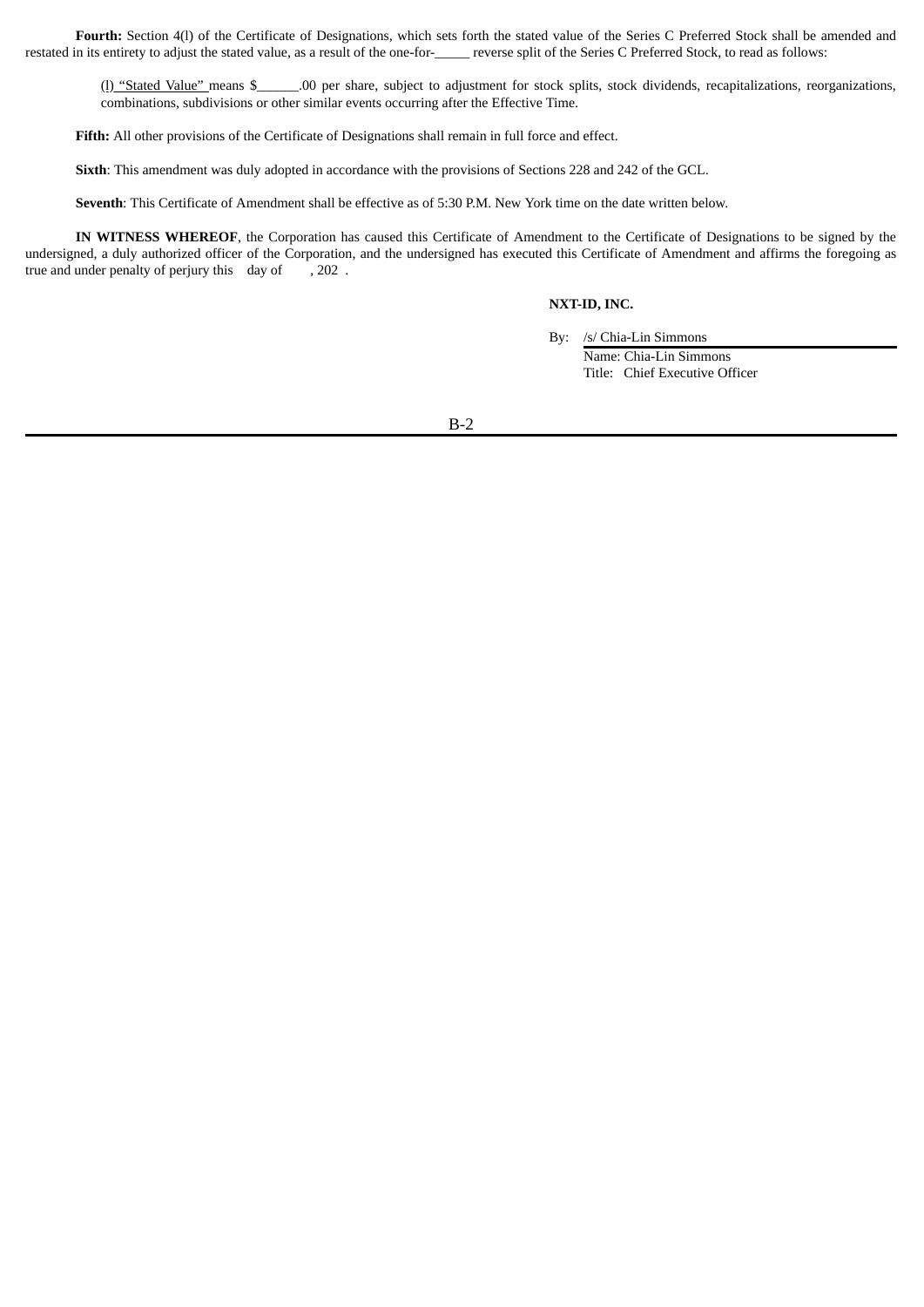**Fourth:** Section 4(l) of the Certificate of Designations, which sets forth the stated value of the Series C Preferred Stock shall be amended and restated in its entirety to adjust the stated value, as a result of the one-for-_____ reverse split of the Series C Preferred Stock, to read as follows:

> (l) "Stated Value" means $______.00 per share, subject to adjustment for stock splits, stock dividends, recapitalizations, reorganizations, combinations, subdivisions or other similar events occurring after the Effective Time.

**Fifth:** All other provisions of the Certificate of Designations shall remain in full force and effect.

**Sixth**: This amendment was duly adopted in accordance with the provisions of Sections 228 and 242 of the GCL.

**Seventh**: This Certificate of Amendment shall be effective as of 5:30 P.M. New York time on the date written below.

**IN WITNESS WHEREOF**, the Corporation has caused this Certificate of Amendment to the Certificate of Designations to be signed by the undersigned, a duly authorized officer of the Corporation, and the undersigned has executed this Certificate of Amendment and affirms the foregoing as true and under penalty of perjury this day of , 202 .

**NXT-ID, INC.**

By: /s/ Chia-Lin Simmons
Name: Chia-Lin Simmons
Title: Chief Executive Officer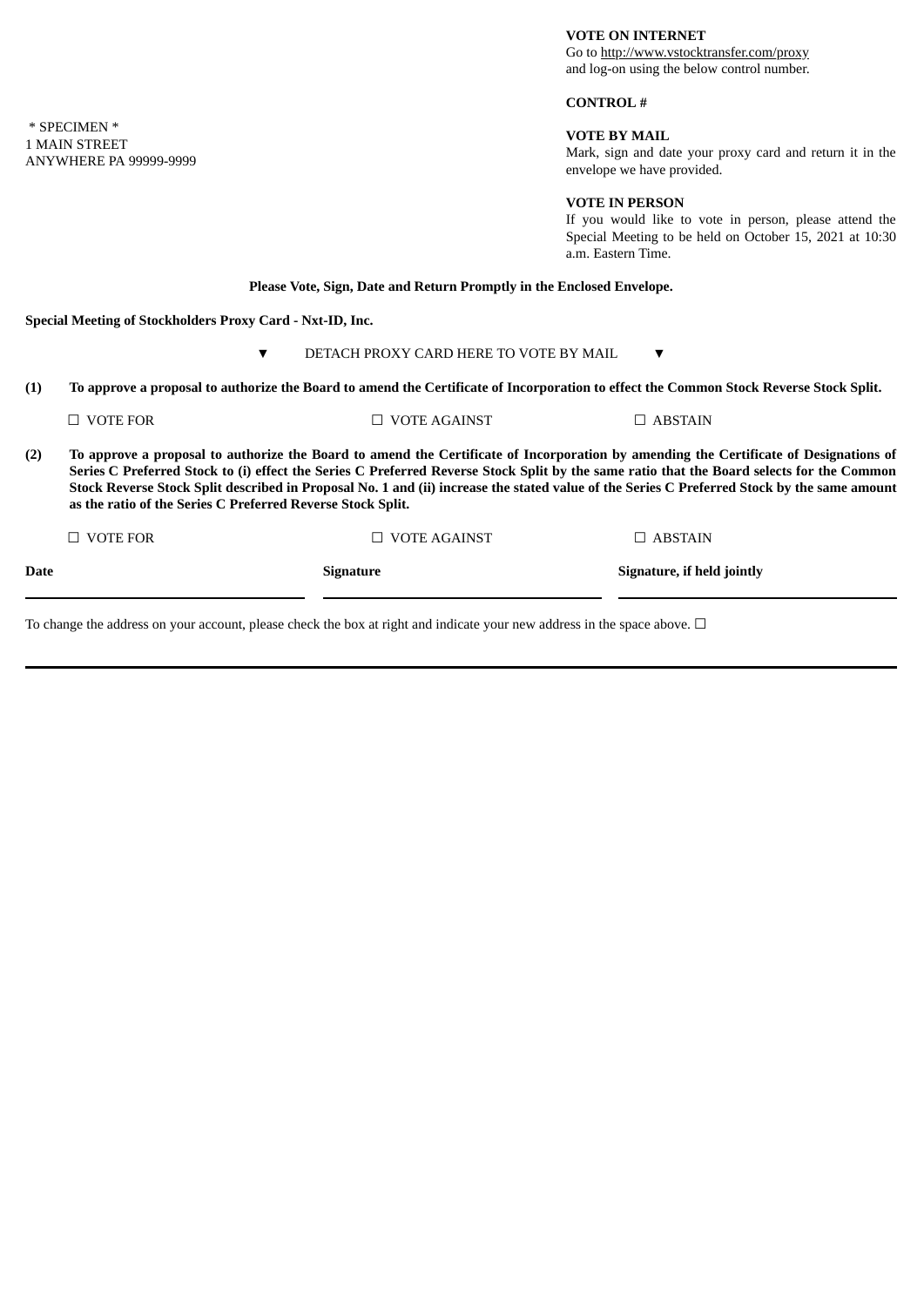**VOTE ON INTERNET**
Go to http://www.vstocktransfer.com/proxy and log-on using the below control number.

**CONTROL #**

* SPECIMEN *
1 MAIN STREET
ANYWHERE PA 99999-9999

**VOTE BY MAIL**
Mark, sign and date your proxy card and return it in the envelope we have provided.

**VOTE IN PERSON**
If you would like to vote in person, please attend the Special Meeting to be held on October 15, 2021 at 10:30 a.m. Eastern Time.

**Please Vote, Sign, Date and Return Promptly in the Enclosed Envelope.**

**Special Meeting of Stockholders Proxy Card - Nxt-ID, Inc.**

▼ DETACH PROXY CARD HERE TO VOTE BY MAIL ▼

**(1) To approve a proposal to authorize the Board to amend the Certificate of Incorporation to effect the Common Stock Reverse Stock Split.**

☐ VOTE FOR ☐ VOTE AGAINST ☐ ABSTAIN

**(2) To approve a proposal to authorize the Board to amend the Certificate of Incorporation by amending the Certificate of Designations of Series C Preferred Stock to (i) effect the Series C Preferred Reverse Stock Split by the same ratio that the Board selects for the Common Stock Reverse Stock Split described in Proposal No. 1 and (ii) increase the stated value of the Series C Preferred Stock by the same amount as the ratio of the Series C Preferred Reverse Stock Split.**

☐ VOTE FOR ☐ VOTE AGAINST ☐ ABSTAIN

| **Date** | **Signature** | **Signature, if held jointly** |
|---|---|---|
| | | |

To change the address on your account, please check the box at right and indicate your new address in the space above. ☐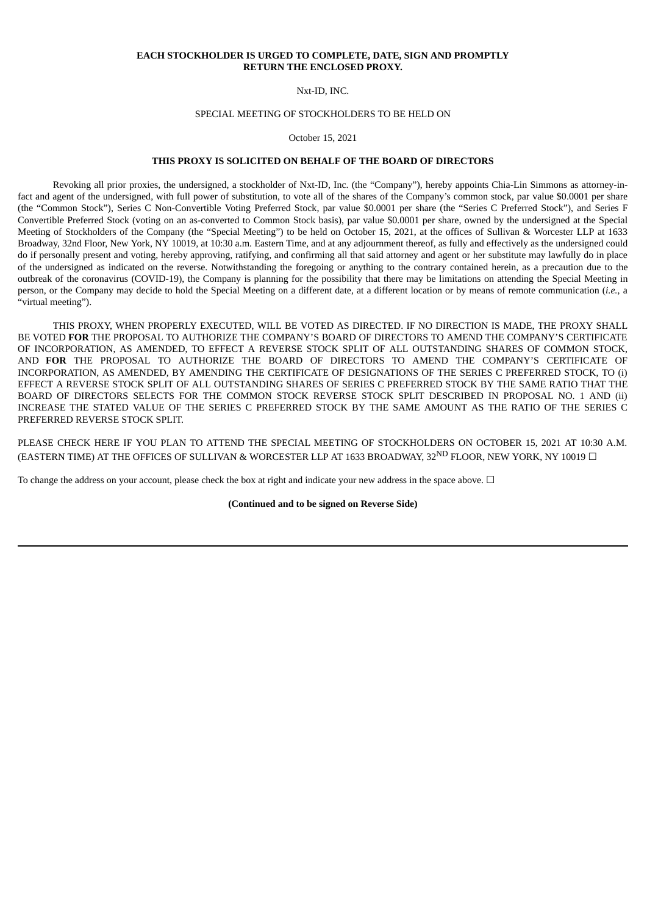**EACH STOCKHOLDER IS URGED TO COMPLETE, DATE, SIGN AND PROMPTLY RETURN THE ENCLOSED PROXY.**

Nxt-ID, INC.

SPECIAL MEETING OF STOCKHOLDERS TO BE HELD ON

October 15, 2021

**THIS PROXY IS SOLICITED ON BEHALF OF THE BOARD OF DIRECTORS**

Revoking all prior proxies, the undersigned, a stockholder of Nxt-ID, Inc. (the "Company"), hereby appoints Chia-Lin Simmons as attorney-in-fact and agent of the undersigned, with full power of substitution, to vote all of the shares of the Company's common stock, par value $0.0001 per share (the "Common Stock"), Series C Non-Convertible Voting Preferred Stock, par value $0.0001 per share (the "Series C Preferred Stock"), and Series F Convertible Preferred Stock (voting on an as-converted to Common Stock basis), par value $0.0001 per share, owned by the undersigned at the Special Meeting of Stockholders of the Company (the "Special Meeting") to be held on October 15, 2021, at the offices of Sullivan & Worcester LLP at 1633 Broadway, 32nd Floor, New York, NY 10019, at 10:30 a.m. Eastern Time, and at any adjournment thereof, as fully and effectively as the undersigned could do if personally present and voting, hereby approving, ratifying, and confirming all that said attorney and agent or her substitute may lawfully do in place of the undersigned as indicated on the reverse. Notwithstanding the foregoing or anything to the contrary contained herein, as a precaution due to the outbreak of the coronavirus (COVID-19), the Company is planning for the possibility that there may be limitations on attending the Special Meeting in person, or the Company may decide to hold the Special Meeting on a different date, at a different location or by means of remote communication (*i.e.*, a "virtual meeting").

THIS PROXY, WHEN PROPERLY EXECUTED, WILL BE VOTED AS DIRECTED. IF NO DIRECTION IS MADE, THE PROXY SHALL BE VOTED **FOR** THE PROPOSAL TO AUTHORIZE THE COMPANY'S BOARD OF DIRECTORS TO AMEND THE COMPANY'S CERTIFICATE OF INCORPORATION, AS AMENDED, TO EFFECT A REVERSE STOCK SPLIT OF ALL OUTSTANDING SHARES OF COMMON STOCK, AND **FOR** THE PROPOSAL TO AUTHORIZE THE BOARD OF DIRECTORS TO AMEND THE COMPANY'S CERTIFICATE OF INCORPORATION, AS AMENDED, BY AMENDING THE CERTIFICATE OF DESIGNATIONS OF THE SERIES C PREFERRED STOCK, TO (i) EFFECT A REVERSE STOCK SPLIT OF ALL OUTSTANDING SHARES OF SERIES C PREFERRED STOCK BY THE SAME RATIO THAT THE BOARD OF DIRECTORS SELECTS FOR THE COMMON STOCK REVERSE STOCK SPLIT DESCRIBED IN PROPOSAL NO. 1 AND (ii) INCREASE THE STATED VALUE OF THE SERIES C PREFERRED STOCK BY THE SAME AMOUNT AS THE RATIO OF THE SERIES C PREFERRED REVERSE STOCK SPLIT.

PLEASE CHECK HERE IF YOU PLAN TO ATTEND THE SPECIAL MEETING OF STOCKHOLDERS ON OCTOBER 15, 2021 AT 10:30 A.M. (EASTERN TIME) AT THE OFFICES OF SULLIVAN & WORCESTER LLP AT 1633 BROADWAY, 32ND FLOOR, NEW YORK, NY 10019 ☐

To change the address on your account, please check the box at right and indicate your new address in the space above. ☐

**(Continued and to be signed on Reverse Side)**